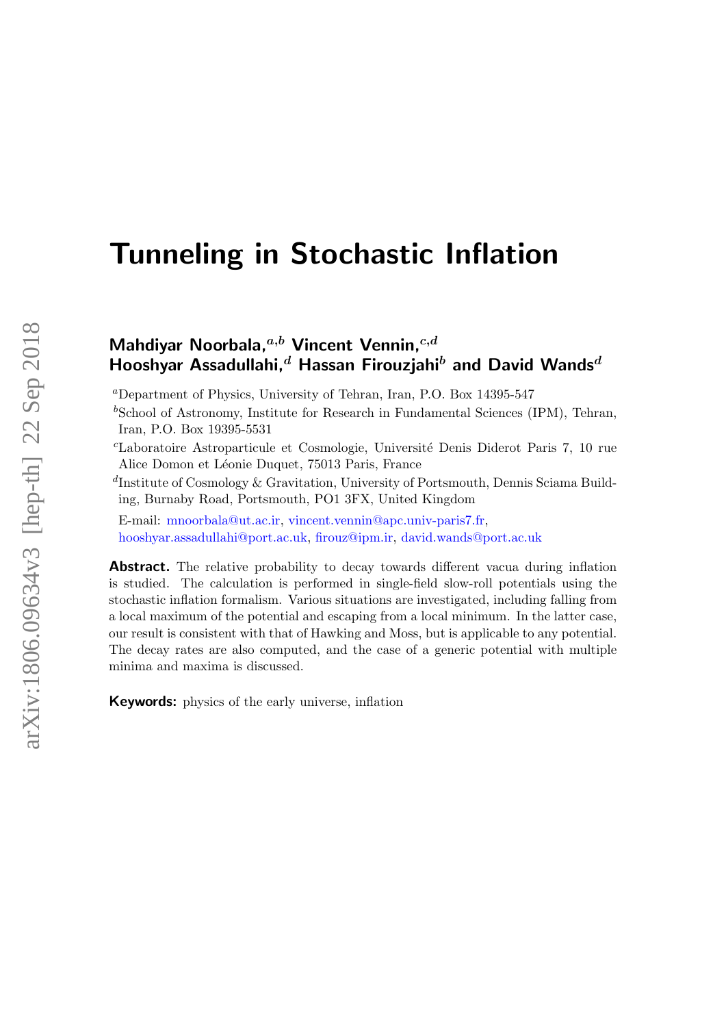# Tunneling in Stochastic Inflation

**Mahdiyar Noorbala,**[a,b] **Vincent Vennin,**[c,d]
**Hooshyar Assadullahi,**[d] **Hassan Firouzjahi**[b] **and David Wands**[d]

[a]Department of Physics, University of Tehran, Iran, P.O. Box 14395-547

[b]School of Astronomy, Institute for Research in Fundamental Sciences (IPM), Tehran, Iran, P.O. Box 19395-5531

[c]Laboratoire Astroparticule et Cosmologie, Université Denis Diderot Paris 7, 10 rue Alice Domon et Léonie Duquet, 75013 Paris, France

[d]Institute of Cosmology & Gravitation, University of Portsmouth, Dennis Sciama Building, Burnaby Road, Portsmouth, PO1 3FX, United Kingdom

E-mail: mnoorbala@ut.ac.ir, vincent.vennin@apc.univ-paris7.fr, hooshyar.assadullahi@port.ac.uk, firouz@ipm.ir, david.wands@port.ac.uk

**Abstract.** The relative probability to decay towards different vacua during inflation is studied. The calculation is performed in single-field slow-roll potentials using the stochastic inflation formalism. Various situations are investigated, including falling from a local maximum of the potential and escaping from a local minimum. In the latter case, our result is consistent with that of Hawking and Moss, but is applicable to any potential. The decay rates are also computed, and the case of a generic potential with multiple minima and maxima is discussed.

**Keywords:** physics of the early universe, inflation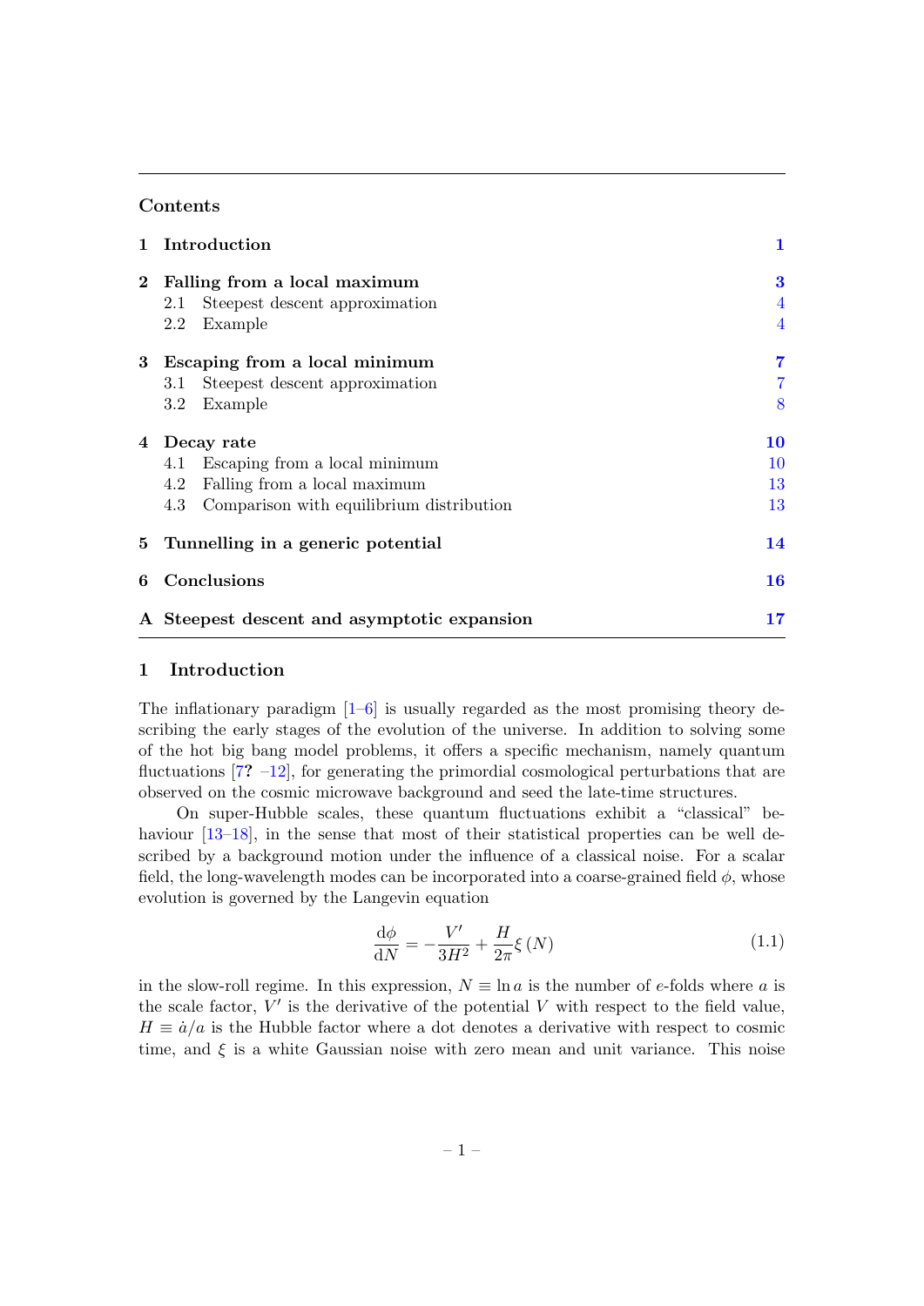## Contents

| | | |
|---|---|---|
| **1** | **Introduction** | **1** |
| **2** | **Falling from a local maximum** | **3** |
| | 2.1 Steepest descent approximation | 4 |
| | 2.2 Example | 4 |
| **3** | **Escaping from a local minimum** | **7** |
| | 3.1 Steepest descent approximation | 7 |
| | 3.2 Example | 8 |
| **4** | **Decay rate** | **10** |
| | 4.1 Escaping from a local minimum | 10 |
| | 4.2 Falling from a local maximum | 13 |
| | 4.3 Comparison with equilibrium distribution | 13 |
| **5** | **Tunnelling in a generic potential** | **14** |
| **6** | **Conclusions** | **16** |
| **A** | **Steepest descent and asymptotic expansion** | **17** |

# 1 Introduction

The inflationary paradigm [1–6] is usually regarded as the most promising theory describing the early stages of the evolution of the universe. In addition to solving some of the hot big bang model problems, it offers a specific mechanism, namely quantum fluctuations [7? –12], for generating the primordial cosmological perturbations that are observed on the cosmic microwave background and seed the late-time structures.

On super-Hubble scales, these quantum fluctuations exhibit a "classical" behaviour [13–18], in the sense that most of their statistical properties can be well described by a background motion under the influence of a classical noise. For a scalar field, the long-wavelength modes can be incorporated into a coarse-grained field $\phi$, whose evolution is governed by the Langevin equation

$$\frac{\mathrm{d}\phi}{\mathrm{d}N} = -\frac{V'}{3H^2} + \frac{H}{2\pi}\xi\left(N\right) \tag{1.1}$$

in the slow-roll regime. In this expression, $N \equiv \ln a$ is the number of $e$-folds where $a$ is the scale factor, $V'$ is the derivative of the potential $V$ with respect to the field value, $H \equiv \dot{a}/a$ is the Hubble factor where a dot denotes a derivative with respect to cosmic time, and $\xi$ is a white Gaussian noise with zero mean and unit variance. This noise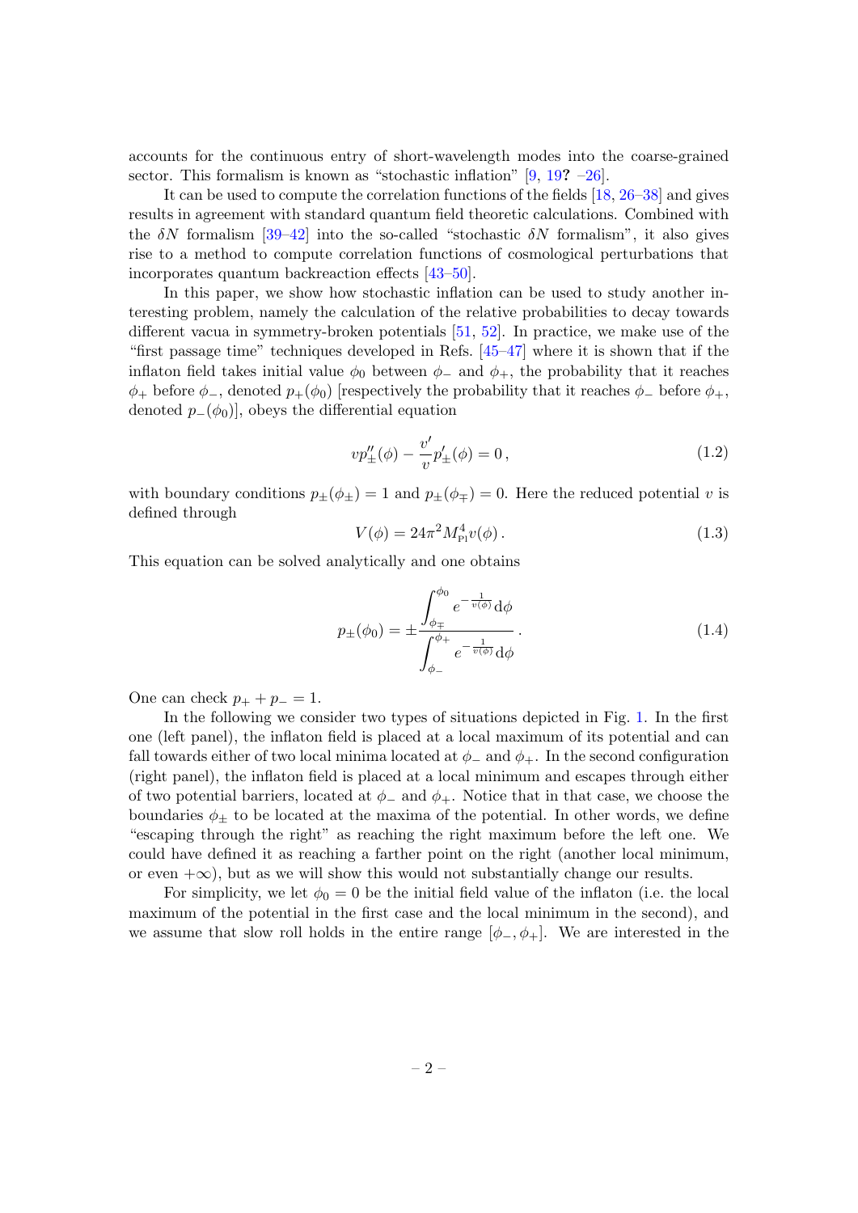accounts for the continuous entry of short-wavelength modes into the coarse-grained sector. This formalism is known as "stochastic inflation" [9, 19? –26].

It can be used to compute the correlation functions of the fields [18, 26–38] and gives results in agreement with standard quantum field theoretic calculations. Combined with the $\delta N$ formalism [39–42] into the so-called "stochastic $\delta N$ formalism", it also gives rise to a method to compute correlation functions of cosmological perturbations that incorporates quantum backreaction effects [43–50].

In this paper, we show how stochastic inflation can be used to study another interesting problem, namely the calculation of the relative probabilities to decay towards different vacua in symmetry-broken potentials [51, 52]. In practice, we make use of the "first passage time" techniques developed in Refs. [45–47] where it is shown that if the inflaton field takes initial value $\phi_0$ between $\phi_-$ and $\phi_+$, the probability that it reaches $\phi_+$ before $\phi_-$, denoted $p_+(\phi_0)$ [respectively the probability that it reaches $\phi_-$ before $\phi_+$, denoted $p_-(\phi_0)$], obeys the differential equation

$$v p_\pm''(\phi) - \frac{v'}{v} p_\pm'(\phi) = 0 \,, \tag{1.2}$$

with boundary conditions $p_\pm(\phi_\pm) = 1$ and $p_\pm(\phi_\mp) = 0$. Here the reduced potential $v$ is defined through

$$V(\phi) = 24\pi^2 M_{\mathrm{Pl}}^4 v(\phi) \,. \tag{1.3}$$

This equation can be solved analytically and one obtains

$$p_\pm(\phi_0) = \pm \frac{\displaystyle\int_{\phi_\mp}^{\phi_0} e^{-\frac{1}{v(\phi)}} \mathrm{d}\phi}{\displaystyle\int_{\phi_-}^{\phi_+} e^{-\frac{1}{v(\phi)}} \mathrm{d}\phi} \,. \tag{1.4}$$

One can check $p_+ + p_- = 1$.

In the following we consider two types of situations depicted in Fig. 1. In the first one (left panel), the inflaton field is placed at a local maximum of its potential and can fall towards either of two local minima located at $\phi_-$ and $\phi_+$. In the second configuration (right panel), the inflaton field is placed at a local minimum and escapes through either of two potential barriers, located at $\phi_-$ and $\phi_+$. Notice that in that case, we choose the boundaries $\phi_\pm$ to be located at the maxima of the potential. In other words, we define "escaping through the right" as reaching the right maximum before the left one. We could have defined it as reaching a farther point on the right (another local minimum, or even $+\infty$), but as we will show this would not substantially change our results.

For simplicity, we let $\phi_0 = 0$ be the initial field value of the inflaton (i.e. the local maximum of the potential in the first case and the local minimum in the second), and we assume that slow roll holds in the entire range $[\phi_-, \phi_+]$. We are interested in the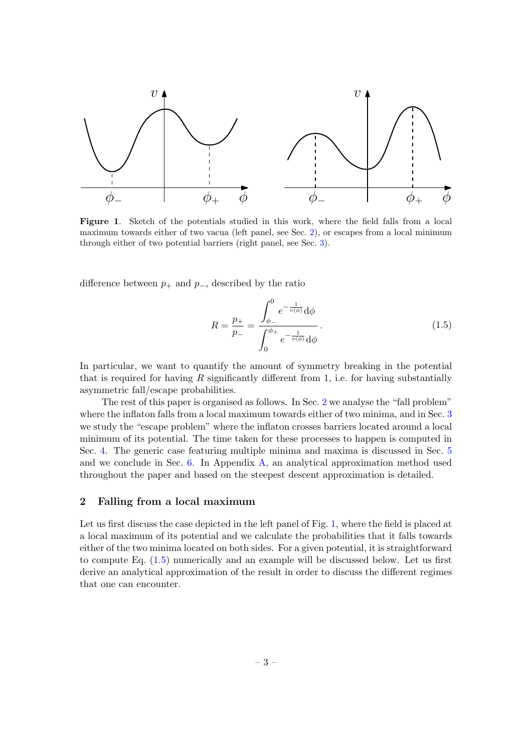**Figure 1**. Sketch of the potentials studied in this work, where the field falls from a local maximum towards either of two vacua (left panel, see Sec. 2), or escapes from a local minimum through either of two potential barriers (right panel, see Sec. 3).

difference between $p_+$ and $p_-$, described by the ratio

$$R = \frac{p_+}{p_-} = \frac{\displaystyle\int_{\phi_-}^{0} e^{-\frac{1}{v(\phi)}} \mathrm{d}\phi}{\displaystyle\int_{0}^{\phi_+} e^{-\frac{1}{v(\phi)}} \mathrm{d}\phi} . \tag{1.5}$$

In particular, we want to quantify the amount of symmetry breaking in the potential that is required for having $R$ significantly different from 1, i.e. for having substantially asymmetric fall/escape probabilities.

The rest of this paper is organised as follows. In Sec. 2 we analyse the "fall problem" where the inflaton falls from a local maximum towards either of two minima, and in Sec. 3 we study the "escape problem" where the inflaton crosses barriers located around a local minimum of its potential. The time taken for these processes to happen is computed in Sec. 4. The generic case featuring multiple minima and maxima is discussed in Sec. 5 and we conclude in Sec. 6. In Appendix A, an analytical approximation method used throughout the paper and based on the steepest descent approximation is detailed.

## 2 Falling from a local maximum

Let us first discuss the case depicted in the left panel of Fig. 1, where the field is placed at a local maximum of its potential and we calculate the probabilities that it falls towards either of the two minima located on both sides. For a given potential, it is straightforward to compute Eq. (1.5) numerically and an example will be discussed below. Let us first derive an analytical approximation of the result in order to discuss the different regimes that one can encounter.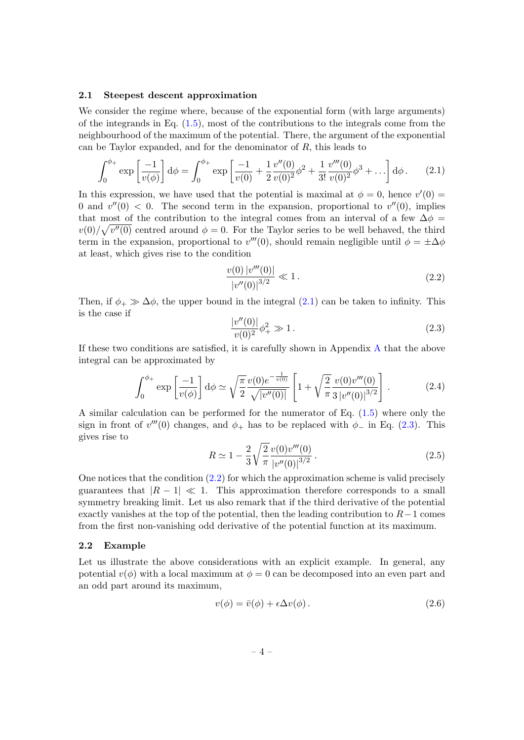### 2.1 Steepest descent approximation

We consider the regime where, because of the exponential form (with large arguments) of the integrands in Eq. (1.5), most of the contributions to the integrals come from the neighbourhood of the maximum of the potential. There, the argument of the exponential can be Taylor expanded, and for the denominator of $R$, this leads to

$$\int_0^{\phi_+} \exp\left[\frac{-1}{v(\phi)}\right] \mathrm{d}\phi = \int_0^{\phi_+} \exp\left[\frac{-1}{v(0)} + \frac{1}{2}\frac{v''(0)}{v(0)^2}\phi^2 + \frac{1}{3!}\frac{v'''(0)}{v(0)^2}\phi^3 + \dots\right] \mathrm{d}\phi\,. \tag{2.1}$$

In this expression, we have used that the potential is maximal at $\phi = 0$, hence $v'(0) = 0$ and $v''(0) < 0$. The second term in the expansion, proportional to $v''(0)$, implies that most of the contribution to the integral comes from an interval of a few $\Delta\phi = v(0)/\sqrt{v''(0)}$ centred around $\phi = 0$. For the Taylor series to be well behaved, the third term in the expansion, proportional to $v'''(0)$, should remain negligible until $\phi = \pm\Delta\phi$ at least, which gives rise to the condition

$$\frac{v(0)\,|v'''(0)|}{|v''(0)|^{3/2}} \ll 1\,. \tag{2.2}$$

Then, if $\phi_+ \gg \Delta\phi$, the upper bound in the integral (2.1) can be taken to infinity. This is the case if

$$\frac{|v''(0)|}{v(0)^2}\phi_+^2 \gg 1\,. \tag{2.3}$$

If these two conditions are satisfied, it is carefully shown in Appendix A that the above integral can be approximated by

$$\int_0^{\phi_+} \exp\left[\frac{-1}{v(\phi)}\right] \mathrm{d}\phi \simeq \sqrt{\frac{\pi}{2}}\frac{v(0)e^{-\frac{1}{v(0)}}}{\sqrt{|v''(0)|}}\left[1 + \sqrt{\frac{2}{\pi}}\frac{v(0)v'''(0)}{3\,|v''(0)|^{3/2}}\right]. \tag{2.4}$$

A similar calculation can be performed for the numerator of Eq. (1.5) where only the sign in front of $v'''(0)$ changes, and $\phi_+$ has to be replaced with $\phi_-$ in Eq. (2.3). This gives rise to

$$R \simeq 1 - \frac{2}{3}\sqrt{\frac{2}{\pi}}\frac{v(0)v'''(0)}{|v''(0)|^{3/2}}\,. \tag{2.5}$$

One notices that the condition (2.2) for which the approximation scheme is valid precisely guarantees that $|R - 1| \ll 1$. This approximation therefore corresponds to a small symmetry breaking limit. Let us also remark that if the third derivative of the potential exactly vanishes at the top of the potential, then the leading contribution to $R-1$ comes from the first non-vanishing odd derivative of the potential function at its maximum.

### 2.2 Example

Let us illustrate the above considerations with an explicit example. In general, any potential $v(\phi)$ with a local maximum at $\phi = 0$ can be decomposed into an even part and an odd part around its maximum,

$$v(\phi) = \bar{v}(\phi) + \epsilon\Delta v(\phi)\,. \tag{2.6}$$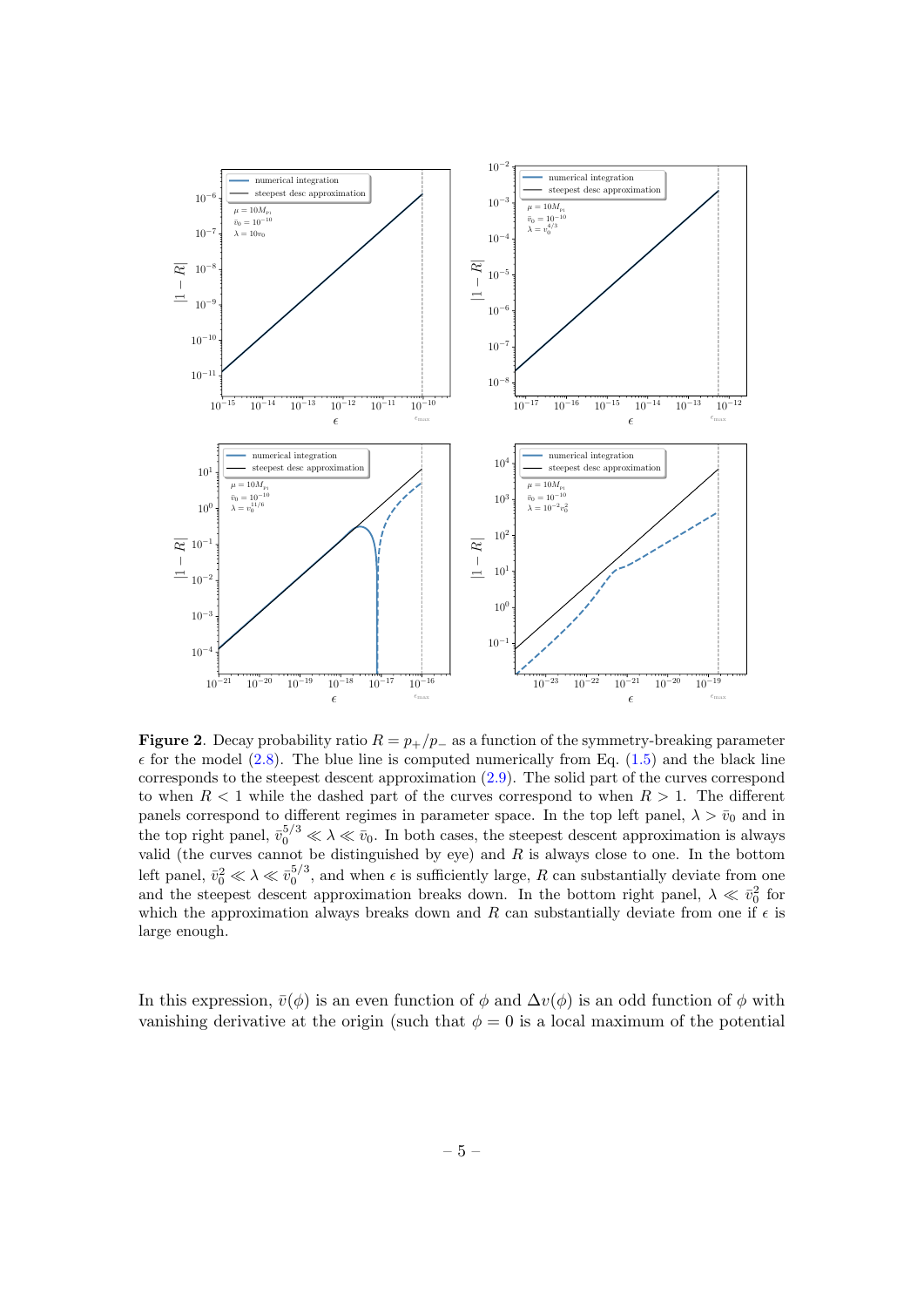**Figure 2**. Decay probability ratio $R = p_+/p_-$ as a function of the symmetry-breaking parameter $\epsilon$ for the model (2.8). The blue line is computed numerically from Eq. (1.5) and the black line corresponds to the steepest descent approximation (2.9). The solid part of the curves correspond to when $R < 1$ while the dashed part of the curves correspond to when $R > 1$. The different panels correspond to different regimes in parameter space. In the top left panel, $\lambda > \bar{v}_0$ and in the top right panel, $\bar{v}_0^{5/3} \ll \lambda \ll \bar{v}_0$. In both cases, the steepest descent approximation is always valid (the curves cannot be distinguished by eye) and $R$ is always close to one. In the bottom left panel, $\bar{v}_0^2 \ll \lambda \ll \bar{v}_0^{5/3}$, and when $\epsilon$ is sufficiently large, $R$ can substantially deviate from one and the steepest descent approximation breaks down. In the bottom right panel, $\lambda \ll \bar{v}_0^2$ for which the approximation always breaks down and $R$ can substantially deviate from one if $\epsilon$ is large enough.

In this expression, $\bar{v}(\phi)$ is an even function of $\phi$ and $\Delta v(\phi)$ is an odd function of $\phi$ with vanishing derivative at the origin (such that $\phi = 0$ is a local maximum of the potential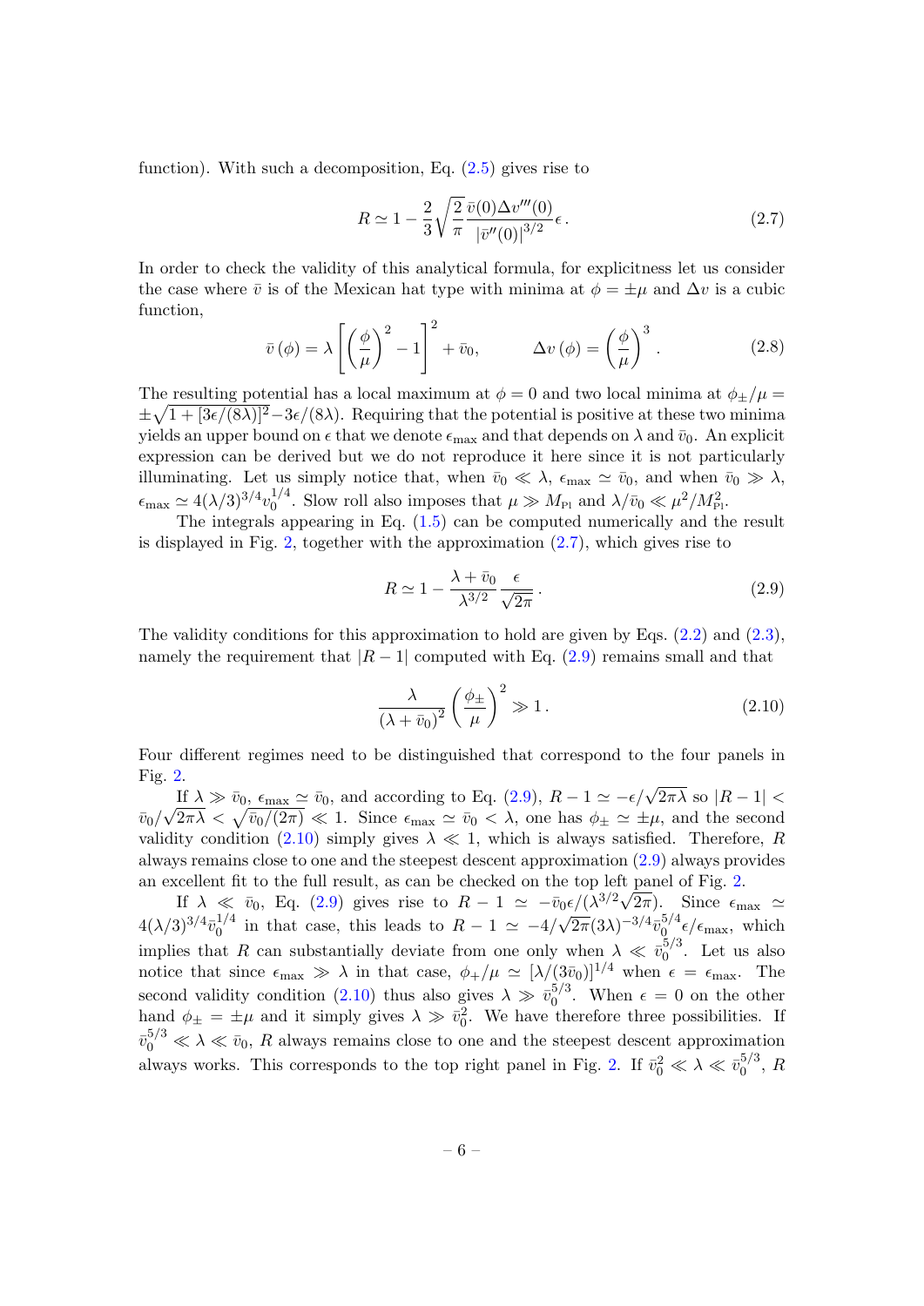function). With such a decomposition, Eq. (2.5) gives rise to

$$R \simeq 1 - \frac{2}{3}\sqrt{\frac{2}{\pi}}\frac{\bar{v}(0)\Delta v'''(0)}{|\bar{v}''(0)|^{3/2}}\epsilon\,. \tag{2.7}$$

In order to check the validity of this analytical formula, for explicitness let us consider the case where $\bar{v}$ is of the Mexican hat type with minima at $\phi = \pm\mu$ and $\Delta v$ is a cubic function,

$$\bar{v}\left(\phi\right) = \lambda\left[\left(\frac{\phi}{\mu}\right)^2 - 1\right]^2 + \bar{v}_0, \qquad \Delta v\left(\phi\right) = \left(\frac{\phi}{\mu}\right)^3. \tag{2.8}$$

The resulting potential has a local maximum at $\phi = 0$ and two local minima at $\phi_\pm/\mu = \pm\sqrt{1 + [3\epsilon/(8\lambda)]^2} - 3\epsilon/(8\lambda)$. Requiring that the potential is positive at these two minima yields an upper bound on $\epsilon$ that we denote $\epsilon_{\max}$ and that depends on $\lambda$ and $\bar{v}_0$. An explicit expression can be derived but we do not reproduce it here since it is not particularly illuminating. Let us simply notice that, when $\bar{v}_0 \ll \lambda$, $\epsilon_{\max} \simeq \bar{v}_0$, and when $\bar{v}_0 \gg \lambda$, $\epsilon_{\max} \simeq 4(\lambda/3)^{3/4}v_0^{1/4}$. Slow roll also imposes that $\mu \gg M_{\mathrm{Pl}}$ and $\lambda/\bar{v}_0 \ll \mu^2/M_{\mathrm{Pl}}^2$.

The integrals appearing in Eq. (1.5) can be computed numerically and the result is displayed in Fig. 2, together with the approximation (2.7), which gives rise to

$$R \simeq 1 - \frac{\lambda + \bar{v}_0}{\lambda^{3/2}}\frac{\epsilon}{\sqrt{2\pi}}\,. \tag{2.9}$$

The validity conditions for this approximation to hold are given by Eqs. (2.2) and (2.3), namely the requirement that $|R-1|$ computed with Eq. (2.9) remains small and that

$$\frac{\lambda}{\left(\lambda + \bar{v}_0\right)^2}\left(\frac{\phi_\pm}{\mu}\right)^2 \gg 1\,. \tag{2.10}$$

Four different regimes need to be distinguished that correspond to the four panels in Fig. 2.

If $\lambda \gg \bar{v}_0$, $\epsilon_{\max} \simeq \bar{v}_0$, and according to Eq. (2.9), $R - 1 \simeq -\epsilon/\sqrt{2\pi\lambda}$ so $|R-1| < \bar{v}_0/\sqrt{2\pi\lambda} < \sqrt{\bar{v}_0/(2\pi)} \ll 1$. Since $\epsilon_{\max} \simeq \bar{v}_0 < \lambda$, one has $\phi_\pm \simeq \pm\mu$, and the second validity condition (2.10) simply gives $\lambda \ll 1$, which is always satisfied. Therefore, $R$ always remains close to one and the steepest descent approximation (2.9) always provides an excellent fit to the full result, as can be checked on the top left panel of Fig. 2.

If $\lambda \ll \bar{v}_0$, Eq. (2.9) gives rise to $R - 1 \simeq -\bar{v}_0\epsilon/(\lambda^{3/2}\sqrt{2\pi})$. Since $\epsilon_{\max} \simeq 4(\lambda/3)^{3/4}\bar{v}_0^{1/4}$ in that case, this leads to $R - 1 \simeq -4/\sqrt{2\pi}(3\lambda)^{-3/4}\bar{v}_0^{5/4}\epsilon/\epsilon_{\max}$, which implies that $R$ can substantially deviate from one only when $\lambda \ll \bar{v}_0^{5/3}$. Let us also notice that since $\epsilon_{\max} \gg \lambda$ in that case, $\phi_+/\mu \simeq [\lambda/(3\bar{v}_0)]^{1/4}$ when $\epsilon = \epsilon_{\max}$. The second validity condition (2.10) thus also gives $\lambda \gg \bar{v}_0^{5/3}$. When $\epsilon = 0$ on the other hand $\phi_\pm = \pm\mu$ and it simply gives $\lambda \gg \bar{v}_0^2$. We have therefore three possibilities. If $\bar{v}_0^{5/3} \ll \lambda \ll \bar{v}_0$, $R$ always remains close to one and the steepest descent approximation always works. This corresponds to the top right panel in Fig. 2. If $\bar{v}_0^2 \ll \lambda \ll \bar{v}_0^{5/3}$, $R$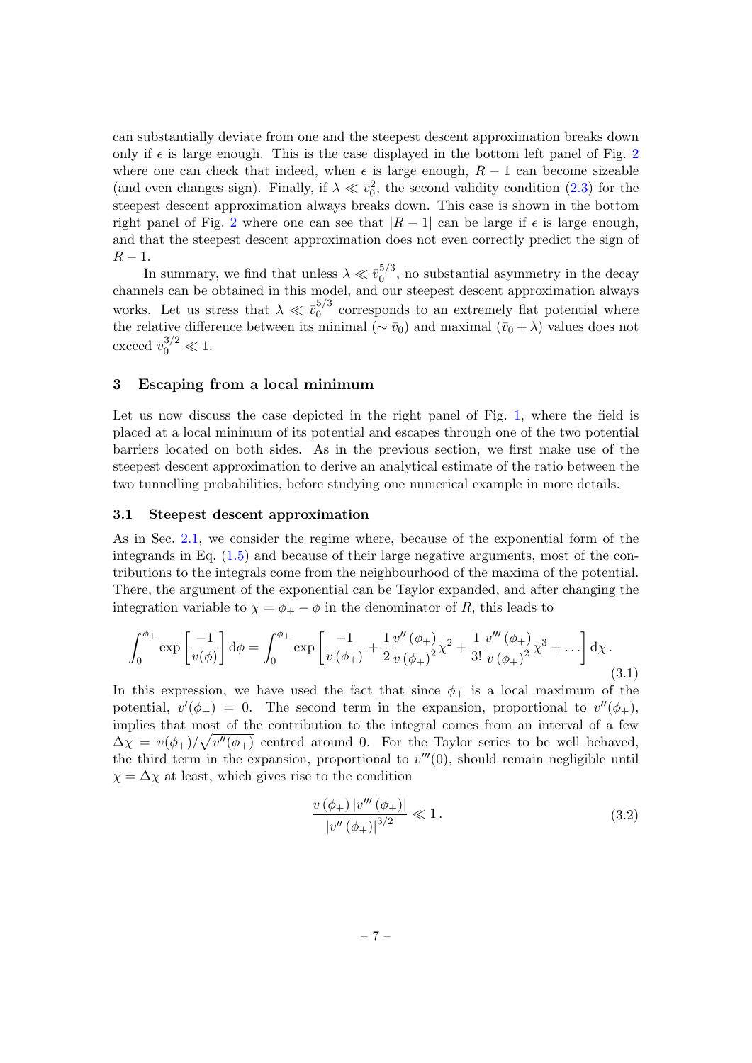can substantially deviate from one and the steepest descent approximation breaks down only if $\epsilon$ is large enough. This is the case displayed in the bottom left panel of Fig. 2 where one can check that indeed, when $\epsilon$ is large enough, $R-1$ can become sizeable (and even changes sign). Finally, if $\lambda \ll \bar{v}_0^2$, the second validity condition (2.3) for the steepest descent approximation always breaks down. This case is shown in the bottom right panel of Fig. 2 where one can see that $|R-1|$ can be large if $\epsilon$ is large enough, and that the steepest descent approximation does not even correctly predict the sign of $R-1$.

In summary, we find that unless $\lambda \ll \bar{v}_0^{5/3}$, no substantial asymmetry in the decay channels can be obtained in this model, and our steepest descent approximation always works. Let us stress that $\lambda \ll \bar{v}_0^{5/3}$ corresponds to an extremely flat potential where the relative difference between its minimal ($\sim \bar{v}_0$) and maximal ($\bar{v}_0 + \lambda$) values does not exceed $\bar{v}_0^{3/2} \ll 1$.

## 3 Escaping from a local minimum

Let us now discuss the case depicted in the right panel of Fig. 1, where the field is placed at a local minimum of its potential and escapes through one of the two potential barriers located on both sides. As in the previous section, we first make use of the steepest descent approximation to derive an analytical estimate of the ratio between the two tunnelling probabilities, before studying one numerical example in more details.

### 3.1 Steepest descent approximation

As in Sec. 2.1, we consider the regime where, because of the exponential form of the integrands in Eq. (1.5) and because of their large negative arguments, most of the contributions to the integrals come from the neighbourhood of the maxima of the potential. There, the argument of the exponential can be Taylor expanded, and after changing the integration variable to $\chi = \phi_+ - \phi$ in the denominator of $R$, this leads to

$$\int_0^{\phi_+} \exp\left[\frac{-1}{v(\phi)}\right] \mathrm{d}\phi = \int_0^{\phi_+} \exp\left[\frac{-1}{v\left(\phi_+\right)} + \frac{1}{2}\frac{v''\left(\phi_+\right)}{v\left(\phi_+\right)^2}\chi^2 + \frac{1}{3!}\frac{v'''\left(\phi_+\right)}{v\left(\phi_+\right)^2}\chi^3 + \dots\right] \mathrm{d}\chi\,. \tag{3.1}$$

In this expression, we have used the fact that since $\phi_+$ is a local maximum of the potential, $v'(\phi_+) = 0$. The second term in the expansion, proportional to $v''(\phi_+)$, implies that most of the contribution to the integral comes from an interval of a few $\Delta\chi = v(\phi_+)/\sqrt{v''(\phi_+)}$ centred around 0. For the Taylor series to be well behaved, the third term in the expansion, proportional to $v'''(0)$, should remain negligible until $\chi = \Delta\chi$ at least, which gives rise to the condition

$$\frac{v\left(\phi_+\right)\left|v'''\left(\phi_+\right)\right|}{\left|v''\left(\phi_+\right)\right|^{3/2}} \ll 1\,. \tag{3.2}$$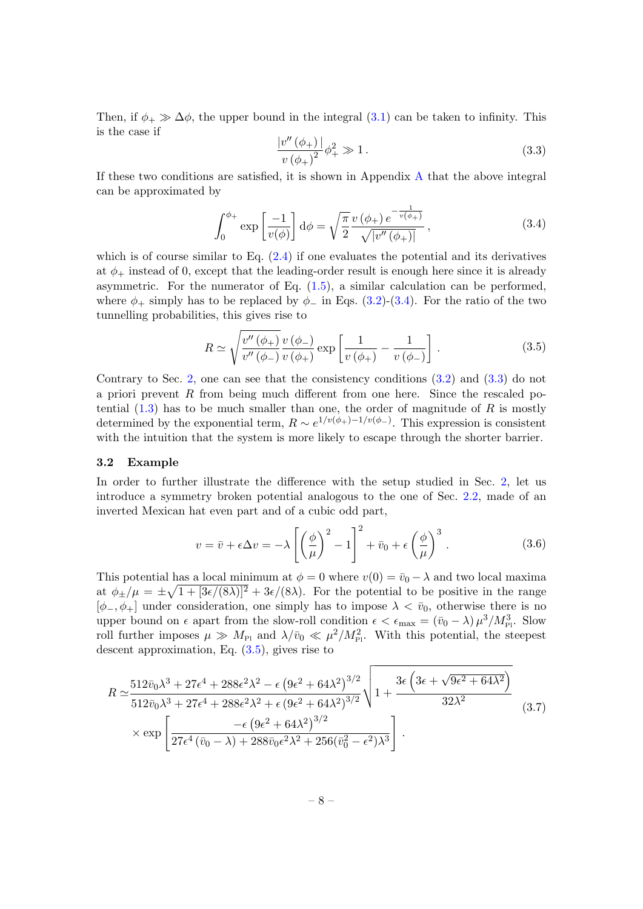Then, if $\phi_+ \gg \Delta\phi$, the upper bound in the integral (3.1) can be taken to infinity. This is the case if

$$\frac{|v''(\phi_+)|}{v(\phi_+)^2}\phi_+^2 \gg 1\,. \tag{3.3}$$

If these two conditions are satisfied, it is shown in Appendix A that the above integral can be approximated by

$$\int_0^{\phi_+} \exp\left[\frac{-1}{v(\phi)}\right] \mathrm{d}\phi = \sqrt{\frac{\pi}{2}} \frac{v(\phi_+)\, e^{-\frac{1}{v(\phi_+)}}}{\sqrt{|v''(\phi_+)|}}\,, \tag{3.4}$$

which is of course similar to Eq. (2.4) if one evaluates the potential and its derivatives at $\phi_+$ instead of 0, except that the leading-order result is enough here since it is already asymmetric. For the numerator of Eq. (1.5), a similar calculation can be performed, where $\phi_+$ simply has to be replaced by $\phi_-$ in Eqs. (3.2)-(3.4). For the ratio of the two tunnelling probabilities, this gives rise to

$$R \simeq \sqrt{\frac{v''(\phi_+)}{v''(\phi_-)}} \frac{v(\phi_-)}{v(\phi_+)} \exp\left[\frac{1}{v(\phi_+)} - \frac{1}{v(\phi_-)}\right]\,. \tag{3.5}$$

Contrary to Sec. 2, one can see that the consistency conditions (3.2) and (3.3) do not a priori prevent $R$ from being much different from one here. Since the rescaled potential (1.3) has to be much smaller than one, the order of magnitude of $R$ is mostly determined by the exponential term, $R \sim e^{1/v(\phi_+) - 1/v(\phi_-)}$. This expression is consistent with the intuition that the system is more likely to escape through the shorter barrier.

### 3.2 Example

In order to further illustrate the difference with the setup studied in Sec. 2, let us introduce a symmetry broken potential analogous to the one of Sec. 2.2, made of an inverted Mexican hat even part and of a cubic odd part,

$$v = \bar{v} + \epsilon \Delta v = -\lambda\left[\left(\frac{\phi}{\mu}\right)^2 - 1\right]^2 + \bar{v}_0 + \epsilon\left(\frac{\phi}{\mu}\right)^3\,. \tag{3.6}$$

This potential has a local minimum at $\phi = 0$ where $v(0) = \bar{v}_0 - \lambda$ and two local maxima at $\phi_\pm/\mu = \pm\sqrt{1 + [3\epsilon/(8\lambda)]^2} + 3\epsilon/(8\lambda)$. For the potential to be positive in the range $[\phi_-, \phi_+]$ under consideration, one simply has to impose $\lambda < \bar{v}_0$, otherwise there is no upper bound on $\epsilon$ apart from the slow-roll condition $\epsilon < \epsilon_{\max} = (\bar{v}_0 - \lambda)\mu^3/M_{\mathrm{Pl}}^3$. Slow roll further imposes $\mu \gg M_{\mathrm{Pl}}$ and $\lambda/\bar{v}_0 \ll \mu^2/M_{\mathrm{Pl}}^2$. With this potential, the steepest descent approximation, Eq. (3.5), gives rise to

$$\begin{aligned} R \simeq & \frac{512\bar{v}_0\lambda^3 + 27\epsilon^4 + 288\epsilon^2\lambda^2 - \epsilon\left(9\epsilon^2 + 64\lambda^2\right)^{3/2}}{512\bar{v}_0\lambda^3 + 27\epsilon^4 + 288\epsilon^2\lambda^2 + \epsilon\left(9\epsilon^2 + 64\lambda^2\right)^{3/2}} \sqrt{1 + \frac{3\epsilon\left(3\epsilon + \sqrt{9\epsilon^2 + 64\lambda^2}\right)}{32\lambda^2}} \\ & \times \exp\left[\frac{-\epsilon\left(9\epsilon^2 + 64\lambda^2\right)^{3/2}}{27\epsilon^4\left(\bar{v}_0 - \lambda\right) + 288\bar{v}_0\epsilon^2\lambda^2 + 256(\bar{v}_0^2 - \epsilon^2)\lambda^3}\right]\,. \end{aligned} \tag{3.7}$$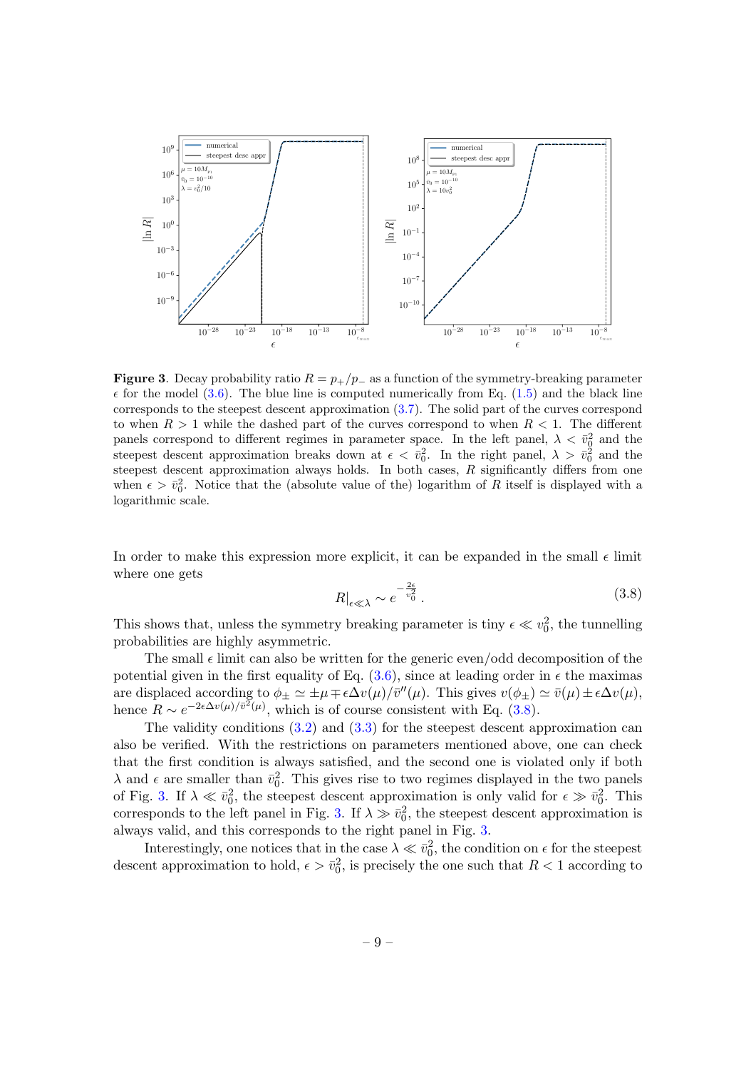**Figure 3**. Decay probability ratio $R = p_+/p_-$ as a function of the symmetry-breaking parameter $\epsilon$ for the model (3.6). The blue line is computed numerically from Eq. (1.5) and the black line corresponds to the steepest descent approximation (3.7). The solid part of the curves correspond to when $R > 1$ while the dashed part of the curves correspond to when $R < 1$. The different panels correspond to different regimes in parameter space. In the left panel, $\lambda < \bar{v}_0^2$ and the steepest descent approximation breaks down at $\epsilon < \bar{v}_0^2$. In the right panel, $\lambda > \bar{v}_0^2$ and the steepest descent approximation always holds. In both cases, $R$ significantly differs from one when $\epsilon > \bar{v}_0^2$. Notice that the (absolute value of the) logarithm of $R$ itself is displayed with a logarithmic scale.

In order to make this expression more explicit, it can be expanded in the small $\epsilon$ limit where one gets

$$R|_{\epsilon \ll \lambda} \sim e^{-\frac{2\epsilon}{v_0^2}} . \tag{3.8}$$

This shows that, unless the symmetry breaking parameter is tiny $\epsilon \ll v_0^2$, the tunnelling probabilities are highly asymmetric.

The small $\epsilon$ limit can also be written for the generic even/odd decomposition of the potential given in the first equality of Eq. (3.6), since at leading order in $\epsilon$ the maximas are displaced according to $\phi_\pm \simeq \pm\mu \mp \epsilon \Delta v(\mu)/\bar{v}''(\mu)$. This gives $v(\phi_\pm) \simeq \bar{v}(\mu) \pm \epsilon \Delta v(\mu)$, hence $R \sim e^{-2\epsilon \Delta v(\mu)/\bar{v}^2(\mu)}$, which is of course consistent with Eq. (3.8).

The validity conditions (3.2) and (3.3) for the steepest descent approximation can also be verified. With the restrictions on parameters mentioned above, one can check that the first condition is always satisfied, and the second one is violated only if both $\lambda$ and $\epsilon$ are smaller than $\bar{v}_0^2$. This gives rise to two regimes displayed in the two panels of Fig. 3. If $\lambda \ll \bar{v}_0^2$, the steepest descent approximation is only valid for $\epsilon \gg \bar{v}_0^2$. This corresponds to the left panel in Fig. 3. If $\lambda \gg \bar{v}_0^2$, the steepest descent approximation is always valid, and this corresponds to the right panel in Fig. 3.

Interestingly, one notices that in the case $\lambda \ll \bar{v}_0^2$, the condition on $\epsilon$ for the steepest descent approximation to hold, $\epsilon > \bar{v}_0^2$, is precisely the one such that $R < 1$ according to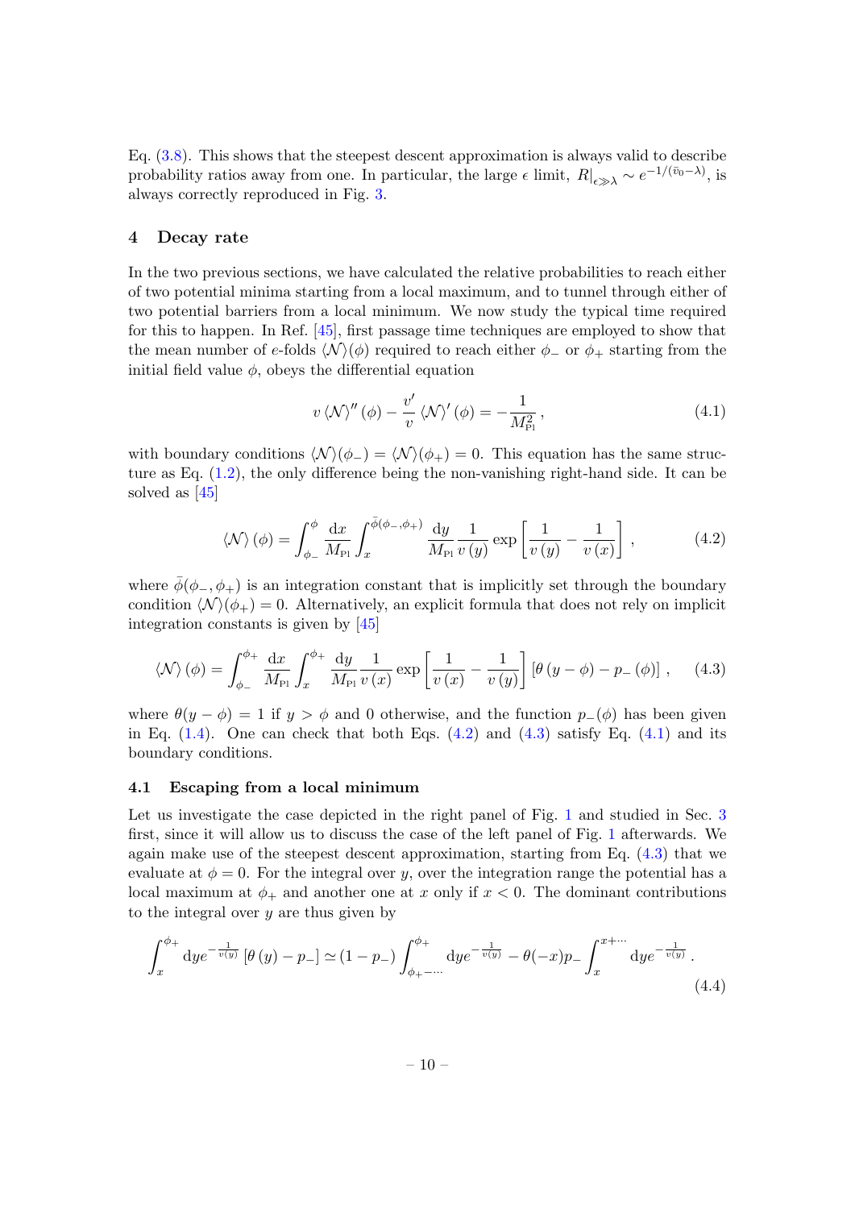Eq. (3.8). This shows that the steepest descent approximation is always valid to describe probability ratios away from one. In particular, the large $\epsilon$ limit, $R|_{\epsilon\gg\lambda} \sim e^{-1/(\bar{v}_0-\lambda)}$, is always correctly reproduced in Fig. 3.

## 4 Decay rate

In the two previous sections, we have calculated the relative probabilities to reach either of two potential minima starting from a local maximum, and to tunnel through either of two potential barriers from a local minimum. We now study the typical time required for this to happen. In Ref. [45], first passage time techniques are employed to show that the mean number of $e$-folds $\langle\mathcal{N}\rangle(\phi)$ required to reach either $\phi_-$ or $\phi_+$ starting from the initial field value $\phi$, obeys the differential equation

$$v\,\langle\mathcal{N}\rangle''(\phi) - \frac{v'}{v}\,\langle\mathcal{N}\rangle'(\phi) = -\frac{1}{M_{\mathrm{Pl}}^2}\,, \tag{4.1}$$

with boundary conditions $\langle\mathcal{N}\rangle(\phi_-) = \langle\mathcal{N}\rangle(\phi_+) = 0$. This equation has the same structure as Eq. (1.2), the only difference being the non-vanishing right-hand side. It can be solved as [45]

$$\langle\mathcal{N}\rangle(\phi) = \int_{\phi_-}^{\phi}\frac{\mathrm{d}x}{M_{\mathrm{Pl}}}\int_{x}^{\bar{\phi}(\phi_-,\phi_+)}\frac{\mathrm{d}y}{M_{\mathrm{Pl}}}\frac{1}{v(y)}\exp\left[\frac{1}{v(y)} - \frac{1}{v(x)}\right]\,, \tag{4.2}$$

where $\bar{\phi}(\phi_-,\phi_+)$ is an integration constant that is implicitly set through the boundary condition $\langle\mathcal{N}\rangle(\phi_+) = 0$. Alternatively, an explicit formula that does not rely on implicit integration constants is given by [45]

$$\langle\mathcal{N}\rangle(\phi) = \int_{\phi_-}^{\phi_+}\frac{\mathrm{d}x}{M_{\mathrm{Pl}}}\int_{x}^{\phi_+}\frac{\mathrm{d}y}{M_{\mathrm{Pl}}}\frac{1}{v(x)}\exp\left[\frac{1}{v(x)} - \frac{1}{v(y)}\right]\left[\theta(y-\phi) - p_-(\phi)\right]\,, \tag{4.3}$$

where $\theta(y-\phi) = 1$ if $y > \phi$ and 0 otherwise, and the function $p_-(\phi)$ has been given in Eq. (1.4). One can check that both Eqs. (4.2) and (4.3) satisfy Eq. (4.1) and its boundary conditions.

### 4.1 Escaping from a local minimum

Let us investigate the case depicted in the right panel of Fig. 1 and studied in Sec. 3 first, since it will allow us to discuss the case of the left panel of Fig. 1 afterwards. We again make use of the steepest descent approximation, starting from Eq. (4.3) that we evaluate at $\phi = 0$. For the integral over $y$, over the integration range the potential has a local maximum at $\phi_+$ and another one at $x$ only if $x < 0$. The dominant contributions to the integral over $y$ are thus given by

$$\int_{x}^{\phi_+}\mathrm{d}y e^{-\frac{1}{v(y)}}\left[\theta(y) - p_-\right] \simeq (1-p_-)\int_{\phi_+-\cdots}^{\phi_+}\mathrm{d}y e^{-\frac{1}{v(y)}} - \theta(-x)p_-\int_{x}^{x+\cdots}\mathrm{d}y e^{-\frac{1}{v(y)}}\,. \tag{4.4}$$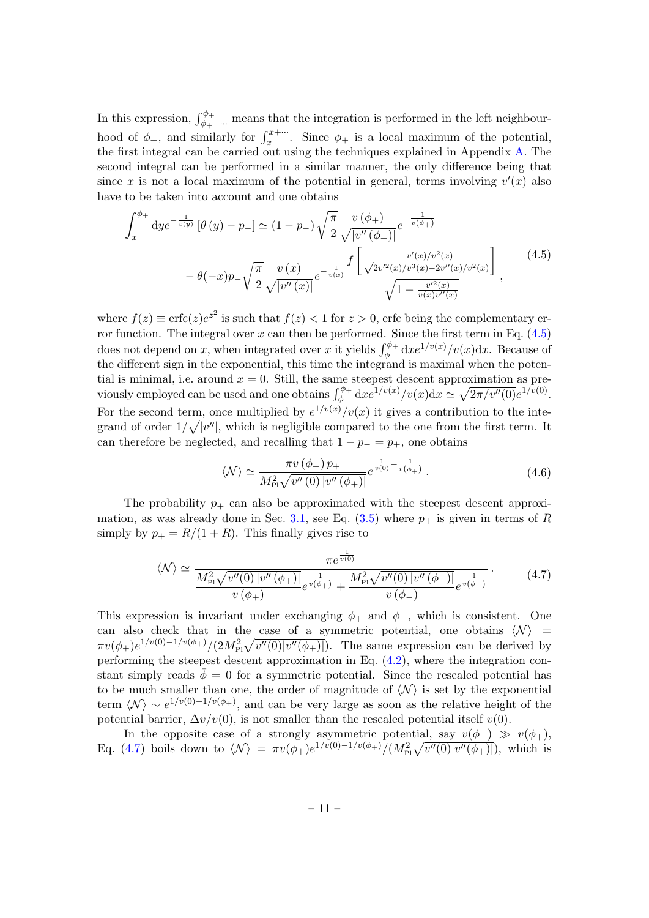In this expression, $\int_{\phi_+-\cdots}^{\phi_+}$ means that the integration is performed in the left neighbourhood of $\phi_+$, and similarly for $\int_x^{x+\cdots}$. Since $\phi_+$ is a local maximum of the potential, the first integral can be carried out using the techniques explained in Appendix A. The second integral can be performed in a similar manner, the only difference being that since $x$ is not a local maximum of the potential in general, terms involving $v'(x)$ also have to be taken into account and one obtains

$$
\begin{aligned}
\int_x^{\phi_+} \mathrm{d}y e^{-\frac{1}{v(y)}} \left[\theta\left(y\right) - p_-\right] \simeq & \left(1-p_-\right)\sqrt{\frac{\pi}{2}}\frac{v\left(\phi_+\right)}{\sqrt{\left|v''\left(\phi_+\right)\right|}} e^{-\frac{1}{v(\phi_+)}} \\
& - \theta(-x) p_- \sqrt{\frac{\pi}{2}}\frac{v\left(x\right)}{\sqrt{\left|v''\left(x\right)\right|}} e^{-\frac{1}{v(x)}} \frac{f\left[\frac{-v'(x)/v^2(x)}{\sqrt{2v'^2(x)/v^3(x)-2v''(x)/v^2(x)}}\right]}{\sqrt{1-\frac{v'^2(x)}{v(x)v''(x)}}}\, ,
\end{aligned}
\tag{4.5}
$$

where $f(z) \equiv \mathrm{erfc}(z)e^{z^2}$ is such that $f(z) < 1$ for $z > 0$, erfc being the complementary error function. The integral over $x$ can then be performed. Since the first term in Eq. (4.5) does not depend on $x$, when integrated over $x$ it yields $\int_{\phi_-}^{\phi_+} \mathrm{d}x e^{1/v(x)}/v(x)\mathrm{d}x$. Because of the different sign in the exponential, this time the integrand is maximal when the potential is minimal, i.e. around $x = 0$. Still, the same steepest descent approximation as previously employed can be used and one obtains $\int_{\phi_-}^{\phi_+} \mathrm{d}x e^{1/v(x)}/v(x)\mathrm{d}x \simeq \sqrt{2\pi/v''(0)}e^{1/v(0)}$. For the second term, once multiplied by $e^{1/v(x)}/v(x)$ it gives a contribution to the integrand of order $1/\sqrt{|v''|}$, which is negligible compared to the one from the first term. It can therefore be neglected, and recalling that $1 - p_- = p_+$, one obtains

$$
\langle \mathcal{N} \rangle \simeq \frac{\pi v\left(\phi_+\right) p_+}{M_{\mathrm{Pl}}^2 \sqrt{v''\left(0\right)\left|v''\left(\phi_+\right)\right|}} e^{\frac{1}{v(0)} - \frac{1}{v(\phi_+)}}\, .
\tag{4.6}
$$

The probability $p_+$ can also be approximated with the steepest descent approximation, as was already done in Sec. 3.1, see Eq. (3.5) where $p_+$ is given in terms of $R$ simply by $p_+ = R/(1+R)$. This finally gives rise to

$$
\langle \mathcal{N} \rangle \simeq \frac{\pi e^{\frac{1}{v(0)}}}{\dfrac{M_{\mathrm{Pl}}^2\sqrt{v''(0)\left|v''\left(\phi_+\right)\right|}}{v\left(\phi_+\right)} e^{\frac{1}{v(\phi_+)}} + \dfrac{M_{\mathrm{Pl}}^2\sqrt{v''(0)\left|v''\left(\phi_-\right)\right|}}{v\left(\phi_-\right)} e^{\frac{1}{v(\phi_-)}}}\, .
\tag{4.7}
$$

This expression is invariant under exchanging $\phi_+$ and $\phi_-$, which is consistent. One can also check that in the case of a symmetric potential, one obtains $\langle \mathcal{N} \rangle = \pi v(\phi_+) e^{1/v(0)-1/v(\phi_+)}/(2M_{\mathrm{Pl}}^2\sqrt{v''(0)|v''(\phi_+)|})$. The same expression can be derived by performing the steepest descent approximation in Eq. (4.2), where the integration constant simply reads $\bar{\phi} = 0$ for a symmetric potential. Since the rescaled potential has to be much smaller than one, the order of magnitude of $\langle \mathcal{N} \rangle$ is set by the exponential term $\langle \mathcal{N} \rangle \sim e^{1/v(0)-1/v(\phi_+)}$, and can be very large as soon as the relative height of the potential barrier, $\Delta v/v(0)$, is not smaller than the rescaled potential itself $v(0)$.

In the opposite case of a strongly asymmetric potential, say $v(\phi_-) \gg v(\phi_+)$, Eq. (4.7) boils down to $\langle \mathcal{N} \rangle = \pi v(\phi_+) e^{1/v(0)-1/v(\phi_+)}/(M_{\mathrm{Pl}}^2\sqrt{v''(0)|v''(\phi_+)|})$, which is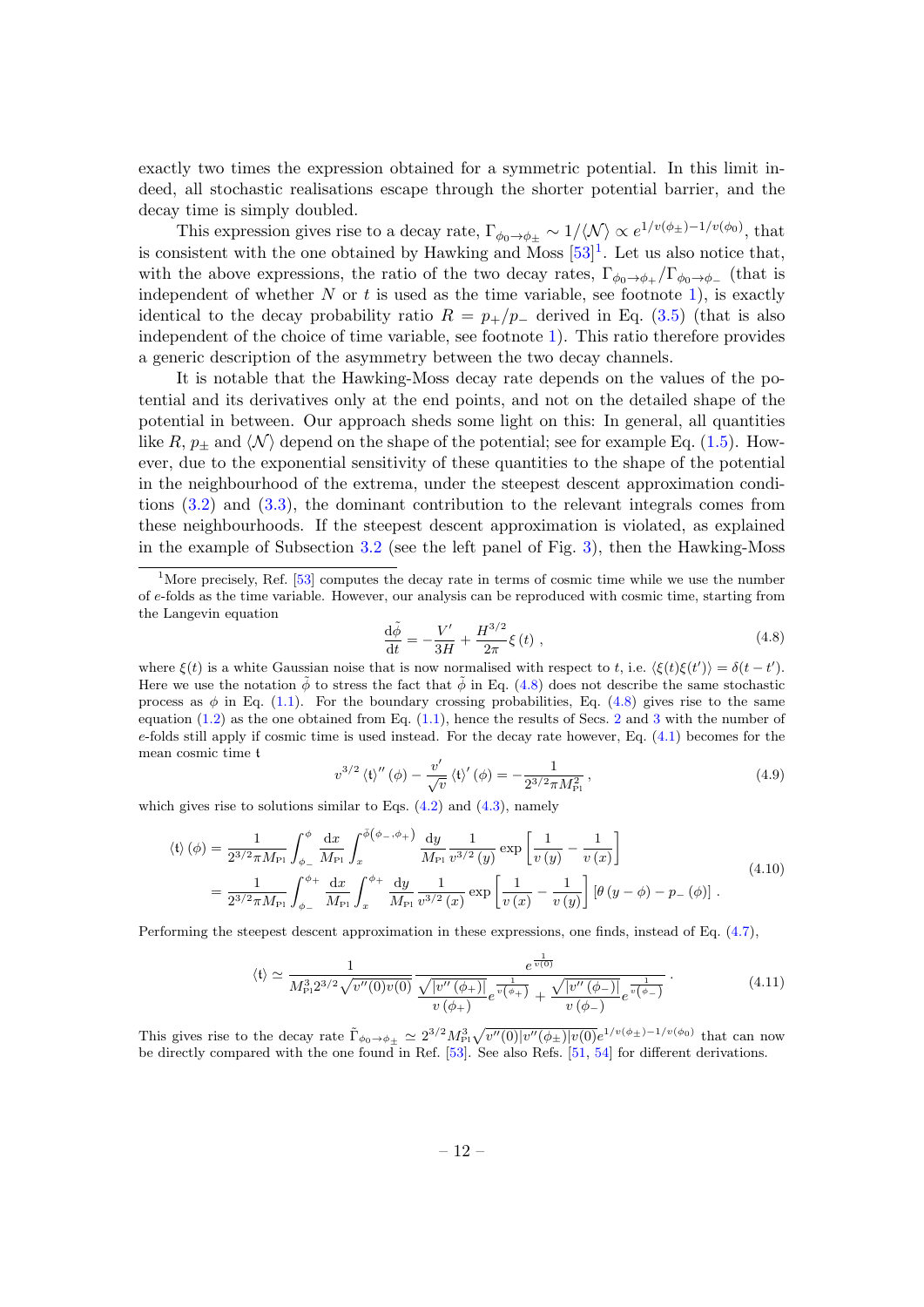exactly two times the expression obtained for a symmetric potential. In this limit indeed, all stochastic realisations escape through the shorter potential barrier, and the decay time is simply doubled.

This expression gives rise to a decay rate, $\Gamma_{\phi_0\to\phi_\pm} \sim 1/\langle\mathcal{N}\rangle \propto e^{1/v(\phi_\pm)-1/v(\phi_0)}$, that is consistent with the one obtained by Hawking and Moss [53][1]. Let us also notice that, with the above expressions, the ratio of the two decay rates, $\Gamma_{\phi_0\to\phi_+}/\Gamma_{\phi_0\to\phi_-}$ (that is independent of whether $N$ or $t$ is used as the time variable, see footnote 1), is exactly identical to the decay probability ratio $R = p_+/p_-$ derived in Eq. (3.5) (that is also independent of the choice of time variable, see footnote 1). This ratio therefore provides a generic description of the asymmetry between the two decay channels.

It is notable that the Hawking-Moss decay rate depends on the values of the potential and its derivatives only at the end points, and not on the detailed shape of the potential in between. Our approach sheds some light on this: In general, all quantities like $R$, $p_\pm$ and $\langle\mathcal{N}\rangle$ depend on the shape of the potential; see for example Eq. (1.5). However, due to the exponential sensitivity of these quantities to the shape of the potential in the neighbourhood of the extrema, under the steepest descent approximation conditions (3.2) and (3.3), the dominant contribution to the relevant integrals comes from these neighbourhoods. If the steepest descent approximation is violated, as explained in the example of Subsection 3.2 (see the left panel of Fig. 3), then the Hawking-Moss

[1] More precisely, Ref. [53] computes the decay rate in terms of cosmic time while we use the number of $e$-folds as the time variable. However, our analysis can be reproduced with cosmic time, starting from the Langevin equation

$$\frac{\mathrm{d}\tilde{\phi}}{\mathrm{d}t} = -\frac{V'}{3H} + \frac{H^{3/2}}{2\pi}\xi(t)\,, \tag{4.8}$$

where $\xi(t)$ is a white Gaussian noise that is now normalised with respect to $t$, i.e. $\langle\xi(t)\xi(t')\rangle = \delta(t-t')$. Here we use the notation $\tilde{\phi}$ to stress the fact that $\tilde{\phi}$ in Eq. (4.8) does not describe the same stochastic process as $\phi$ in Eq. (1.1). For the boundary crossing probabilities, Eq. (4.8) gives rise to the same equation (1.2) as the one obtained from Eq. (1.1), hence the results of Secs. 2 and 3 with the number of $e$-folds still apply if cosmic time is used instead. For the decay rate however, Eq. (4.1) becomes for the mean cosmic time $\mathfrak{t}$

$$v^{3/2}\langle\mathfrak{t}\rangle''(\phi) - \frac{v'}{\sqrt{v}}\langle\mathfrak{t}\rangle'(\phi) = -\frac{1}{2^{3/2}\pi M_{\mathrm{Pl}}^2}\,, \tag{4.9}$$

which gives rise to solutions similar to Eqs. (4.2) and (4.3), namely

$$\begin{aligned}\langle\mathfrak{t}\rangle(\phi) &= \frac{1}{2^{3/2}\pi M_{\mathrm{Pl}}}\int_{\phi_-}^{\phi}\frac{\mathrm{d}x}{M_{\mathrm{Pl}}}\int_x^{\bar{\phi}(\phi_-,\phi_+)}\frac{\mathrm{d}y}{M_{\mathrm{Pl}}}\frac{1}{v^{3/2}(y)}\exp\left[\frac{1}{v(y)}-\frac{1}{v(x)}\right]\\ &= \frac{1}{2^{3/2}\pi M_{\mathrm{Pl}}}\int_{\phi_-}^{\phi_+}\frac{\mathrm{d}x}{M_{\mathrm{Pl}}}\int_x^{\phi_+}\frac{\mathrm{d}y}{M_{\mathrm{Pl}}}\frac{1}{v^{3/2}(x)}\exp\left[\frac{1}{v(x)}-\frac{1}{v(y)}\right]\left[\theta(y-\phi)-p_-(\phi)\right]\,.\end{aligned} \tag{4.10}$$

Performing the steepest descent approximation in these expressions, one finds, instead of Eq. (4.7),

$$\langle\mathfrak{t}\rangle \simeq \frac{1}{M_{\mathrm{Pl}}^3 2^{3/2}\sqrt{v''(0)v(0)}}\frac{e^{\frac{1}{v(0)}}}{\dfrac{\sqrt{|v''(\phi_+)|}}{v(\phi_+)}e^{\frac{1}{v(\phi_+)}}+\dfrac{\sqrt{|v''(\phi_-)|}}{v(\phi_-)}e^{\frac{1}{v(\phi_-)}}}\,. \tag{4.11}$$

This gives rise to the decay rate $\tilde{\Gamma}_{\phi_0\to\phi_\pm} \simeq 2^{3/2}M_{\mathrm{Pl}}^3\sqrt{v''(0)|v''(\phi_\pm)|v(0)}e^{1/v(\phi_\pm)-1/v(\phi_0)}$ that can now be directly compared with the one found in Ref. [53]. See also Refs. [51, 54] for different derivations.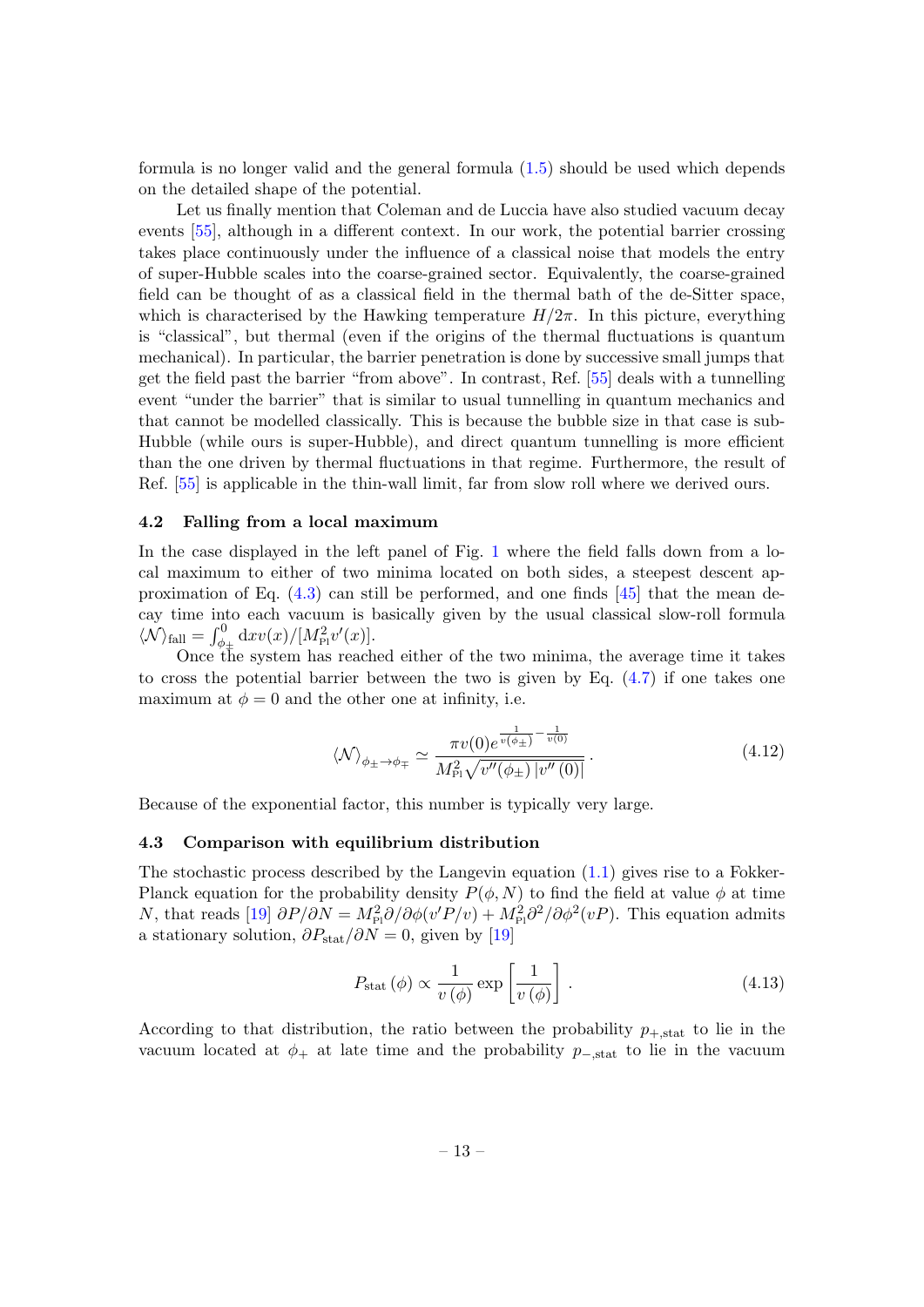formula is no longer valid and the general formula (1.5) should be used which depends on the detailed shape of the potential.

Let us finally mention that Coleman and de Luccia have also studied vacuum decay events [55], although in a different context. In our work, the potential barrier crossing takes place continuously under the influence of a classical noise that models the entry of super-Hubble scales into the coarse-grained sector. Equivalently, the coarse-grained field can be thought of as a classical field in the thermal bath of the de-Sitter space, which is characterised by the Hawking temperature $H/2\pi$. In this picture, everything is "classical", but thermal (even if the origins of the thermal fluctuations is quantum mechanical). In particular, the barrier penetration is done by successive small jumps that get the field past the barrier "from above". In contrast, Ref. [55] deals with a tunnelling event "under the barrier" that is similar to usual tunnelling in quantum mechanics and that cannot be modelled classically. This is because the bubble size in that case is sub-Hubble (while ours is super-Hubble), and direct quantum tunnelling is more efficient than the one driven by thermal fluctuations in that regime. Furthermore, the result of Ref. [55] is applicable in the thin-wall limit, far from slow roll where we derived ours.

### 4.2 Falling from a local maximum

In the case displayed in the left panel of Fig. 1 where the field falls down from a local maximum to either of two minima located on both sides, a steepest descent approximation of Eq. (4.3) can still be performed, and one finds [45] that the mean decay time into each vacuum is basically given by the usual classical slow-roll formula $\langle\mathcal{N}\rangle_{\mathrm{fall}} = \int_{\phi_\pm}^0 \mathrm{d}x v(x)/[M_{\mathrm{Pl}}^2 v'(x)]$.

Once the system has reached either of the two minima, the average time it takes to cross the potential barrier between the two is given by Eq. (4.7) if one takes one maximum at $\phi = 0$ and the other one at infinity, i.e.

$$\langle\mathcal{N}\rangle_{\phi_\pm\to\phi_\mp} \simeq \frac{\pi v(0) e^{\frac{1}{v(\phi_\pm)}-\frac{1}{v(0)}}}{M_{\mathrm{Pl}}^2\sqrt{v''(\phi_\pm)\left|v''(0)\right|}}\,. \tag{4.12}$$

Because of the exponential factor, this number is typically very large.

### 4.3 Comparison with equilibrium distribution

The stochastic process described by the Langevin equation (1.1) gives rise to a Fokker-Planck equation for the probability density $P(\phi,N)$ to find the field at value $\phi$ at time $N$, that reads [19] $\partial P/\partial N = M_{\mathrm{Pl}}^2\partial/\partial\phi(v'P/v) + M_{\mathrm{Pl}}^2\partial^2/\partial\phi^2(vP)$. This equation admits a stationary solution, $\partial P_{\mathrm{stat}}/\partial N = 0$, given by [19]

$$P_{\mathrm{stat}}\left(\phi\right) \propto \frac{1}{v\left(\phi\right)}\exp\left[\frac{1}{v\left(\phi\right)}\right]\,. \tag{4.13}$$

According to that distribution, the ratio between the probability $p_{+,\mathrm{stat}}$ to lie in the vacuum located at $\phi_+$ at late time and the probability $p_{-,\mathrm{stat}}$ to lie in the vacuum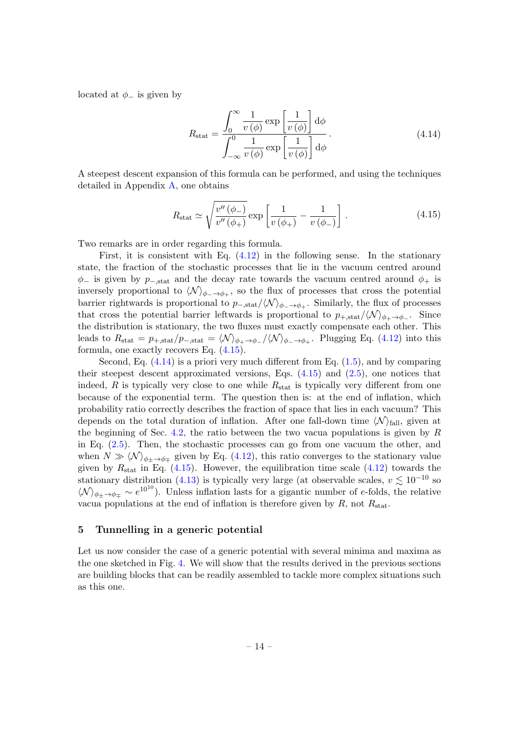located at $\phi_-$ is given by

$$R_{\rm stat} = \frac{\displaystyle\int_0^\infty \frac{1}{v\left(\phi\right)} \exp\left[\frac{1}{v\left(\phi\right)}\right] \mathrm{d}\phi}{\displaystyle\int_{-\infty}^0 \frac{1}{v\left(\phi\right)} \exp\left[\frac{1}{v\left(\phi\right)}\right] \mathrm{d}\phi} . \tag{4.14}$$

A steepest descent expansion of this formula can be performed, and using the techniques detailed in Appendix A, one obtains

$$R_{\rm stat} \simeq \sqrt{\frac{v''\left(\phi_-\right)}{v''\left(\phi_+\right)}} \exp\left[\frac{1}{v\left(\phi_+\right)} - \frac{1}{v\left(\phi_-\right)}\right] . \tag{4.15}$$

Two remarks are in order regarding this formula.

First, it is consistent with Eq. (4.12) in the following sense. In the stationary state, the fraction of the stochastic processes that lie in the vacuum centred around $\phi_-$ is given by $p_{-,\rm stat}$ and the decay rate towards the vacuum centred around $\phi_+$ is inversely proportional to $\langle \mathcal{N} \rangle_{\phi_- \to \phi_+}$, so the flux of processes that cross the potential barrier rightwards is proportional to $p_{-,\rm stat}/\langle \mathcal{N} \rangle_{\phi_- \to \phi_+}$. Similarly, the flux of processes that cross the potential barrier leftwards is proportional to $p_{+,\rm stat}/\langle \mathcal{N} \rangle_{\phi_+ \to \phi_-}$. Since the distribution is stationary, the two fluxes must exactly compensate each other. This leads to $R_{\rm stat} = p_{+,\rm stat}/p_{-,\rm stat} = \langle \mathcal{N} \rangle_{\phi_+ \to \phi_-}/\langle \mathcal{N} \rangle_{\phi_- \to \phi_+}$. Plugging Eq. (4.12) into this formula, one exactly recovers Eq. (4.15).

Second, Eq. (4.14) is a priori very much different from Eq. (1.5), and by comparing their steepest descent approximated versions, Eqs. (4.15) and (2.5), one notices that indeed, $R$ is typically very close to one while $R_{\rm stat}$ is typically very different from one because of the exponential term. The question then is: at the end of inflation, which probability ratio correctly describes the fraction of space that lies in each vacuum? This depends on the total duration of inflation. After one fall-down time $\langle \mathcal{N} \rangle_{\rm fall}$, given at the beginning of Sec. 4.2, the ratio between the two vacua populations is given by $R$ in Eq. (2.5). Then, the stochastic processes can go from one vacuum the other, and when $N \gg \langle \mathcal{N} \rangle_{\phi_\pm \to \phi_\mp}$ given by Eq. (4.12), this ratio converges to the stationary value given by $R_{\rm stat}$ in Eq. (4.15). However, the equilibration time scale (4.12) towards the stationary distribution (4.13) is typically very large (at observable scales, $v \lesssim 10^{-10}$ so $\langle \mathcal{N} \rangle_{\phi_\pm \to \phi_\mp} \sim e^{10^{10}}$). Unless inflation lasts for a gigantic number of $e$-folds, the relative vacua populations at the end of inflation is therefore given by $R$, not $R_{\rm stat}$.

## 5 Tunnelling in a generic potential

Let us now consider the case of a generic potential with several minima and maxima as the one sketched in Fig. 4. We will show that the results derived in the previous sections are building blocks that can be readily assembled to tackle more complex situations such as this one.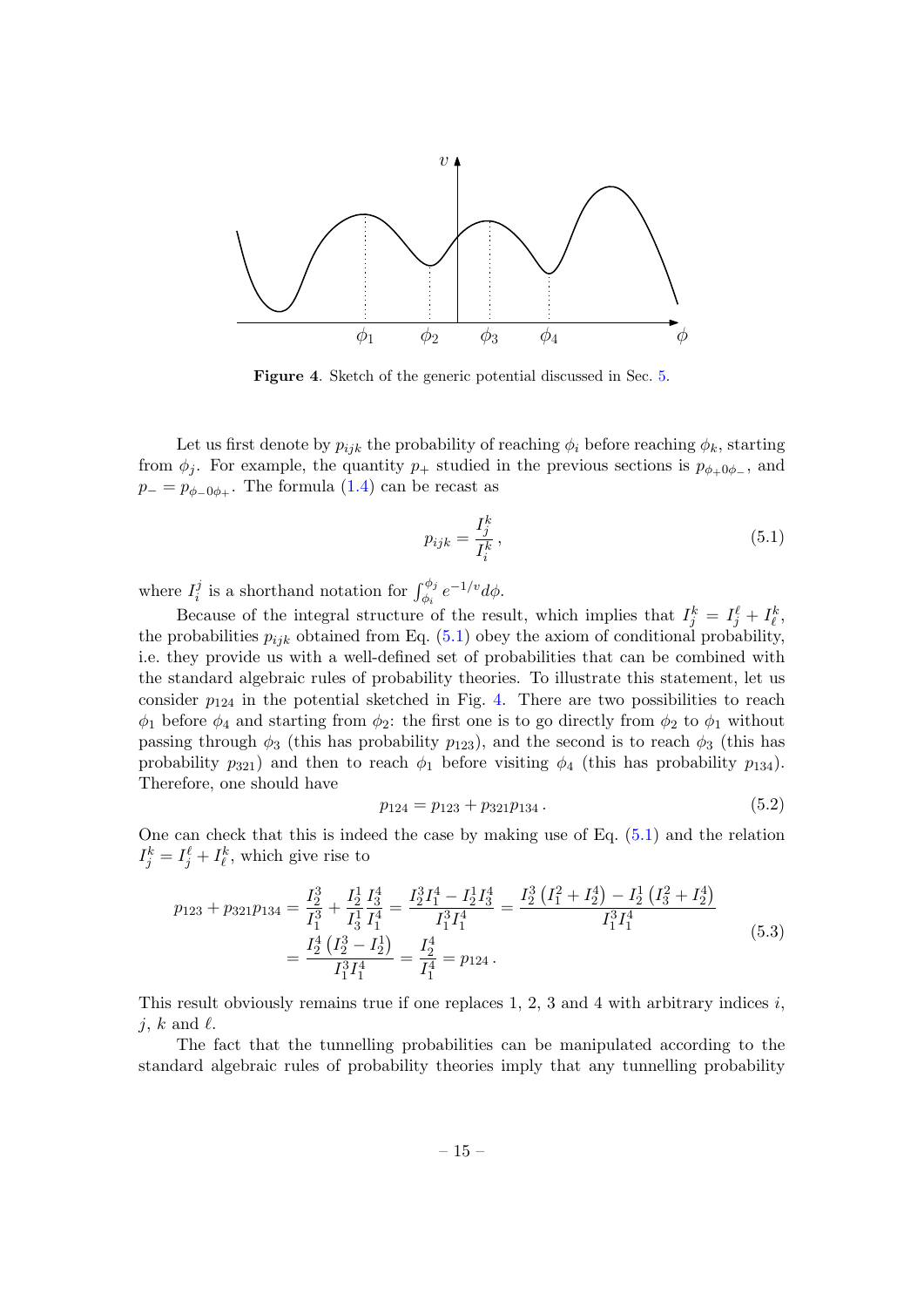**Figure 4**. Sketch of the generic potential discussed in Sec. 5.

Let us first denote by $p_{ijk}$ the probability of reaching $\phi_i$ before reaching $\phi_k$, starting from $\phi_j$. For example, the quantity $p_+$ studied in the previous sections is $p_{\phi_+ 0 \phi_-}$, and $p_- = p_{\phi_- 0 \phi_+}$. The formula (1.4) can be recast as

$$p_{ijk} = \frac{I_j^k}{I_i^k}\,, \tag{5.1}$$

where $I_i^j$ is a shorthand notation for $\int_{\phi_i}^{\phi_j} e^{-1/v} d\phi$.

Because of the integral structure of the result, which implies that $I_j^k = I_j^\ell + I_\ell^k$, the probabilities $p_{ijk}$ obtained from Eq. (5.1) obey the axiom of conditional probability, i.e. they provide us with a well-defined set of probabilities that can be combined with the standard algebraic rules of probability theories. To illustrate this statement, let us consider $p_{124}$ in the potential sketched in Fig. 4. There are two possibilities to reach $\phi_1$ before $\phi_4$ and starting from $\phi_2$: the first one is to go directly from $\phi_2$ to $\phi_1$ without passing through $\phi_3$ (this has probability $p_{123}$), and the second is to reach $\phi_3$ (this has probability $p_{321}$) and then to reach $\phi_1$ before visiting $\phi_4$ (this has probability $p_{134}$). Therefore, one should have

$$p_{124} = p_{123} + p_{321} p_{134}\,. \tag{5.2}$$

One can check that this is indeed the case by making use of Eq. (5.1) and the relation $I_j^k = I_j^\ell + I_\ell^k$, which give rise to

$$\begin{aligned} p_{123} + p_{321} p_{134} &= \frac{I_2^3}{I_1^3} + \frac{I_2^1}{I_3^1}\frac{I_3^4}{I_1^4} = \frac{I_2^3 I_1^4 - I_2^1 I_3^4}{I_1^3 I_1^4} = \frac{I_2^3\left(I_1^2 + I_2^4\right) - I_2^1\left(I_3^2 + I_2^4\right)}{I_1^3 I_1^4} \\ &= \frac{I_2^4\left(I_2^3 - I_2^1\right)}{I_1^3 I_1^4} = \frac{I_2^4}{I_1^4} = p_{124}\,. \end{aligned} \tag{5.3}$$

This result obviously remains true if one replaces 1, 2, 3 and 4 with arbitrary indices $i$, $j$, $k$ and $\ell$.

The fact that the tunnelling probabilities can be manipulated according to the standard algebraic rules of probability theories imply that any tunnelling probability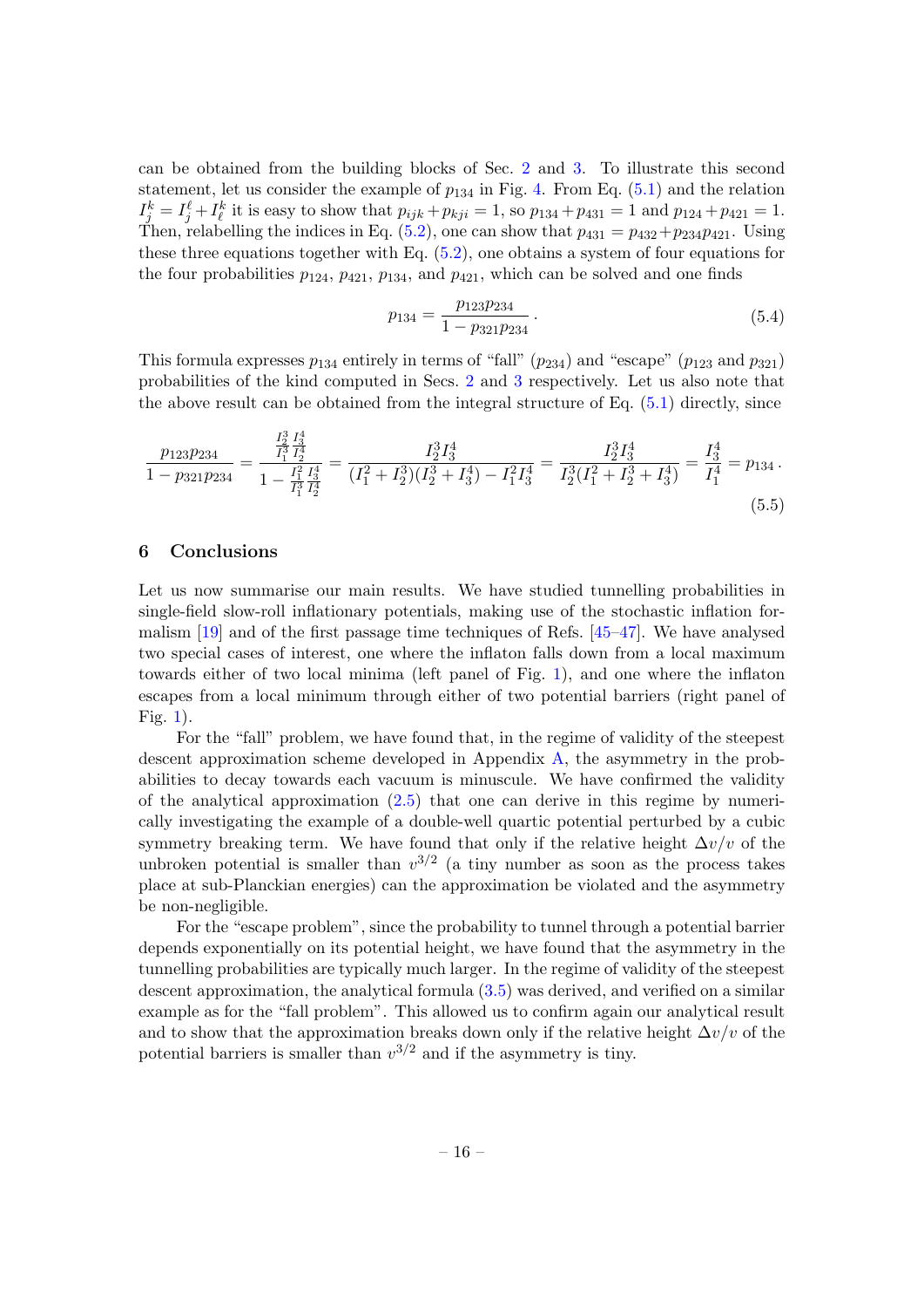can be obtained from the building blocks of Sec. 2 and 3. To illustrate this second statement, let us consider the example of $p_{134}$ in Fig. 4. From Eq. (5.1) and the relation $I_j^k = I_j^\ell + I_\ell^k$ it is easy to show that $p_{ijk} + p_{kji} = 1$, so $p_{134} + p_{431} = 1$ and $p_{124} + p_{421} = 1$. Then, relabelling the indices in Eq. (5.2), one can show that $p_{431} = p_{432} + p_{234} p_{421}$. Using these three equations together with Eq. (5.2), one obtains a system of four equations for the four probabilities $p_{124}$, $p_{421}$, $p_{134}$, and $p_{421}$, which can be solved and one finds

$$p_{134} = \frac{p_{123} p_{234}}{1 - p_{321} p_{234}} \,. \tag{5.4}$$

This formula expresses $p_{134}$ entirely in terms of "fall" ($p_{234}$) and "escape" ($p_{123}$ and $p_{321}$) probabilities of the kind computed in Secs. 2 and 3 respectively. Let us also note that the above result can be obtained from the integral structure of Eq. (5.1) directly, since

$$\frac{p_{123} p_{234}}{1 - p_{321} p_{234}} = \frac{\frac{I_2^3}{I_1^3} \frac{I_3^4}{I_2^4}}{1 - \frac{I_1^2}{I_1^3} \frac{I_3^4}{I_2^4}} = \frac{I_2^3 I_3^4}{(I_1^2 + I_2^3)(I_2^3 + I_3^4) - I_1^2 I_3^4} = \frac{I_2^3 I_3^4}{I_2^3 (I_1^2 + I_2^3 + I_3^4)} = \frac{I_3^4}{I_1^4} = p_{134} \,. \tag{5.5}$$

## 6 Conclusions

Let us now summarise our main results. We have studied tunnelling probabilities in single-field slow-roll inflationary potentials, making use of the stochastic inflation formalism [19] and of the first passage time techniques of Refs. [45–47]. We have analysed two special cases of interest, one where the inflaton falls down from a local maximum towards either of two local minima (left panel of Fig. 1), and one where the inflaton escapes from a local minimum through either of two potential barriers (right panel of Fig. 1).

For the "fall" problem, we have found that, in the regime of validity of the steepest descent approximation scheme developed in Appendix A, the asymmetry in the probabilities to decay towards each vacuum is minuscule. We have confirmed the validity of the analytical approximation (2.5) that one can derive in this regime by numerically investigating the example of a double-well quartic potential perturbed by a cubic symmetry breaking term. We have found that only if the relative height $\Delta v / v$ of the unbroken potential is smaller than $v^{3/2}$ (a tiny number as soon as the process takes place at sub-Planckian energies) can the approximation be violated and the asymmetry be non-negligible.

For the "escape problem", since the probability to tunnel through a potential barrier depends exponentially on its potential height, we have found that the asymmetry in the tunnelling probabilities are typically much larger. In the regime of validity of the steepest descent approximation, the analytical formula (3.5) was derived, and verified on a similar example as for the "fall problem". This allowed us to confirm again our analytical result and to show that the approximation breaks down only if the relative height $\Delta v / v$ of the potential barriers is smaller than $v^{3/2}$ and if the asymmetry is tiny.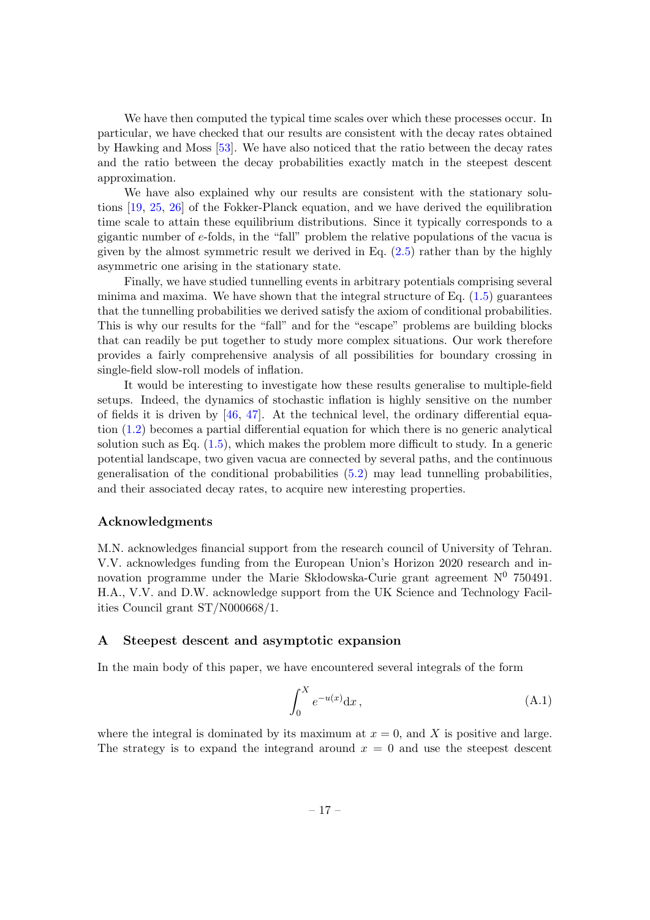We have then computed the typical time scales over which these processes occur. In particular, we have checked that our results are consistent with the decay rates obtained by Hawking and Moss [53]. We have also noticed that the ratio between the decay rates and the ratio between the decay probabilities exactly match in the steepest descent approximation.

We have also explained why our results are consistent with the stationary solutions [19, 25, 26] of the Fokker-Planck equation, and we have derived the equilibration time scale to attain these equilibrium distributions. Since it typically corresponds to a gigantic number of $e$-folds, in the "fall" problem the relative populations of the vacua is given by the almost symmetric result we derived in Eq. (2.5) rather than by the highly asymmetric one arising in the stationary state.

Finally, we have studied tunnelling events in arbitrary potentials comprising several minima and maxima. We have shown that the integral structure of Eq. (1.5) guarantees that the tunnelling probabilities we derived satisfy the axiom of conditional probabilities. This is why our results for the "fall" and for the "escape" problems are building blocks that can readily be put together to study more complex situations. Our work therefore provides a fairly comprehensive analysis of all possibilities for boundary crossing in single-field slow-roll models of inflation.

It would be interesting to investigate how these results generalise to multiple-field setups. Indeed, the dynamics of stochastic inflation is highly sensitive on the number of fields it is driven by [46, 47]. At the technical level, the ordinary differential equation (1.2) becomes a partial differential equation for which there is no generic analytical solution such as Eq. (1.5), which makes the problem more difficult to study. In a generic potential landscape, two given vacua are connected by several paths, and the continuous generalisation of the conditional probabilities (5.2) may lead tunnelling probabilities, and their associated decay rates, to acquire new interesting properties.

### Acknowledgments

M.N. acknowledges financial support from the research council of University of Tehran. V.V. acknowledges funding from the European Union's Horizon 2020 research and innovation programme under the Marie Skłodowska-Curie grant agreement N$^0$ 750491. H.A., V.V. and D.W. acknowledge support from the UK Science and Technology Facilities Council grant ST/N000668/1.

## A Steepest descent and asymptotic expansion

In the main body of this paper, we have encountered several integrals of the form

$$\int_0^X e^{-u(x)}\mathrm{d}x\,, \tag{A.1}$$

where the integral is dominated by its maximum at $x = 0$, and $X$ is positive and large. The strategy is to expand the integrand around $x = 0$ and use the steepest descent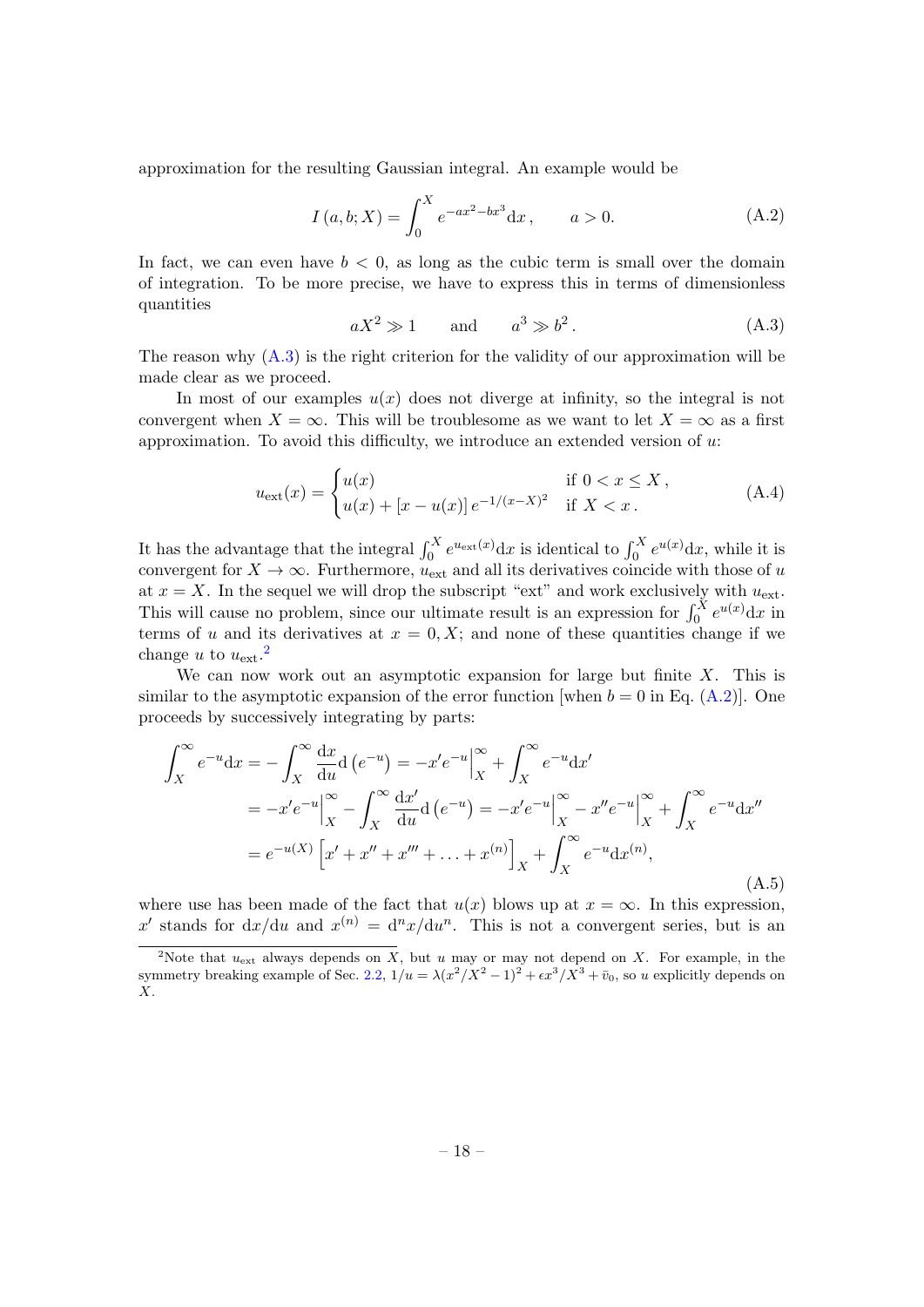approximation for the resulting Gaussian integral. An example would be

$$I(a,b;X) = \int_0^X e^{-ax^2 - bx^3} \mathrm{d}x\,, \qquad a > 0. \tag{A.2}$$

In fact, we can even have $b < 0$, as long as the cubic term is small over the domain of integration. To be more precise, we have to express this in terms of dimensionless quantities

$$aX^2 \gg 1 \qquad \text{and} \qquad a^3 \gg b^2\,. \tag{A.3}$$

The reason why (A.3) is the right criterion for the validity of our approximation will be made clear as we proceed.

In most of our examples $u(x)$ does not diverge at infinity, so the integral is not convergent when $X = \infty$. This will be troublesome as we want to let $X = \infty$ as a first approximation. To avoid this difficulty, we introduce an extended version of $u$:

$$u_{\rm ext}(x) = \begin{cases} u(x) & \text{if } 0 < x \le X\,, \\ u(x) + [x - u(x)]\, e^{-1/(x-X)^2} & \text{if } X < x\,. \end{cases} \tag{A.4}$$

It has the advantage that the integral $\int_0^X e^{u_{\rm ext}(x)}\mathrm{d}x$ is identical to $\int_0^X e^{u(x)}\mathrm{d}x$, while it is convergent for $X \to \infty$. Furthermore, $u_{\rm ext}$ and all its derivatives coincide with those of $u$ at $x = X$. In the sequel we will drop the subscript "ext" and work exclusively with $u_{\rm ext}$. This will cause no problem, since our ultimate result is an expression for $\int_0^X e^{u(x)}\mathrm{d}x$ in terms of $u$ and its derivatives at $x = 0, X$; and none of these quantities change if we change $u$ to $u_{\rm ext}$.[2]

We can now work out an asymptotic expansion for large but finite $X$. This is similar to the asymptotic expansion of the error function [when $b = 0$ in Eq. (A.2)]. One proceeds by successively integrating by parts:

$$\begin{aligned} \int_X^\infty e^{-u}\mathrm{d}x &= -\int_X^\infty \frac{\mathrm{d}x}{\mathrm{d}u}\mathrm{d}\left(e^{-u}\right) = -x' e^{-u}\Big|_X^\infty + \int_X^\infty e^{-u}\mathrm{d}x' \\ &= -x' e^{-u}\Big|_X^\infty - \int_X^\infty \frac{\mathrm{d}x'}{\mathrm{d}u}\mathrm{d}\left(e^{-u}\right) = -x' e^{-u}\Big|_X^\infty - x'' e^{-u}\Big|_X^\infty + \int_X^\infty e^{-u}\mathrm{d}x'' \\ &= e^{-u(X)}\left[x' + x'' + x''' + \ldots + x^{(n)}\right]_X + \int_X^\infty e^{-u}\mathrm{d}x^{(n)}, \end{aligned} \tag{A.5}$$

where use has been made of the fact that $u(x)$ blows up at $x = \infty$. In this expression, $x'$ stands for $\mathrm{d}x/\mathrm{d}u$ and $x^{(n)} = \mathrm{d}^n x/\mathrm{d}u^n$. This is not a convergent series, but is an

---

[2] Note that $u_{\rm ext}$ always depends on $X$, but $u$ may or may not depend on $X$. For example, in the symmetry breaking example of Sec. 2.2, $1/u = \lambda(x^2/X^2 - 1)^2 + \epsilon x^3/X^3 + \bar{v}_0$, so $u$ explicitly depends on $X$.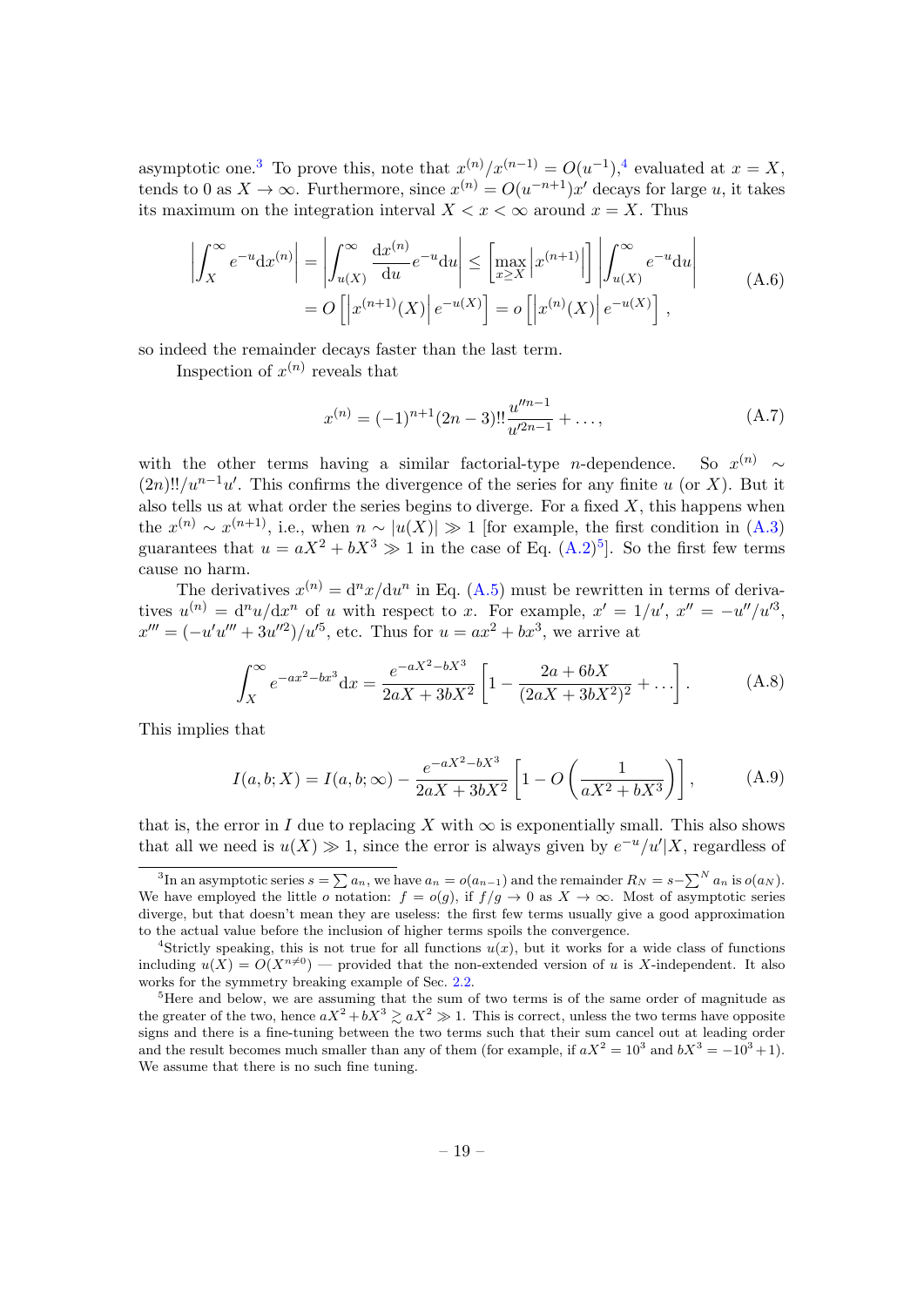asymptotic one.[3] To prove this, note that $x^{(n)}/x^{(n-1)} = O(u^{-1})$,[4] evaluated at $x = X$, tends to 0 as $X \to \infty$. Furthermore, since $x^{(n)} = O(u^{-n+1})x'$ decays for large $u$, it takes its maximum on the integration interval $X < x < \infty$ around $x = X$. Thus

$$\begin{aligned}\left|\int_X^\infty e^{-u}\mathrm{d}x^{(n)}\right| &= \left|\int_{u(X)}^\infty \frac{\mathrm{d}x^{(n)}}{\mathrm{d}u}e^{-u}\mathrm{d}u\right| \leq \left[\max_{x\geq X}\left|x^{(n+1)}\right|\right]\left|\int_{u(X)}^\infty e^{-u}\mathrm{d}u\right| \\ &= O\left[\left|x^{(n+1)}(X)\right|e^{-u(X)}\right] = o\left[\left|x^{(n)}(X)\right|e^{-u(X)}\right],\end{aligned} \tag{A.6}$$

so indeed the remainder decays faster than the last term.

Inspection of $x^{(n)}$ reveals that

$$x^{(n)} = (-1)^{n+1}(2n-3)!!\frac{u''^{n-1}}{u'^{2n-1}} + \ldots, \tag{A.7}$$

with the other terms having a similar factorial-type $n$-dependence. So $x^{(n)} \sim (2n)!!/u^{n-1}u'$. This confirms the divergence of the series for any finite $u$ (or $X$). But it also tells us at what order the series begins to diverge. For a fixed $X$, this happens when the $x^{(n)} \sim x^{(n+1)}$, i.e., when $n \sim |u(X)| \gg 1$ [for example, the first condition in (A.3) guarantees that $u = aX^2 + bX^3 \gg 1$ in the case of Eq. (A.2)[5]]. So the first few terms cause no harm.

The derivatives $x^{(n)} = \mathrm{d}^n x/\mathrm{d}u^n$ in Eq. (A.5) must be rewritten in terms of derivatives $u^{(n)} = \mathrm{d}^n u/\mathrm{d}x^n$ of $u$ with respect to $x$. For example, $x' = 1/u'$, $x'' = -u''/u'^3$, $x''' = (-u'u''' + 3u''^2)/u'^5$, etc. Thus for $u = ax^2 + bx^3$, we arrive at

$$\int_X^\infty e^{-ax^2-bx^3}\mathrm{d}x = \frac{e^{-aX^2-bX^3}}{2aX+3bX^2}\left[1 - \frac{2a+6bX}{(2aX+3bX^2)^2} + \ldots\right]. \tag{A.8}$$

This implies that

$$I(a,b;X) = I(a,b;\infty) - \frac{e^{-aX^2-bX^3}}{2aX+3bX^2}\left[1 - O\left(\frac{1}{aX^2+bX^3}\right)\right], \tag{A.9}$$

that is, the error in $I$ due to replacing $X$ with $\infty$ is exponentially small. This also shows that all we need is $u(X) \gg 1$, since the error is always given by $e^{-u}/u'|X$, regardless of

---

[3] In an asymptotic series $s = \sum a_n$, we have $a_n = o(a_{n-1})$ and the remainder $R_N = s - \sum^N a_n$ is $o(a_N)$. We have employed the little $o$ notation: $f = o(g)$, if $f/g \to 0$ as $X \to \infty$. Most of asymptotic series diverge, but that doesn't mean they are useless: the first few terms usually give a good approximation to the actual value before the inclusion of higher terms spoils the convergence.

[4] Strictly speaking, this is not true for all functions $u(x)$, but it works for a wide class of functions including $u(X) = O(X^{n\neq 0})$ — provided that the non-extended version of $u$ is $X$-independent. It also works for the symmetry breaking example of Sec. 2.2.

[5] Here and below, we are assuming that the sum of two terms is of the same order of magnitude as the greater of the two, hence $aX^2 + bX^3 \gtrsim aX^2 \gg 1$. This is correct, unless the two terms have opposite signs and there is a fine-tuning between the two terms such that their sum cancel out at leading order and the result becomes much smaller than any of them (for example, if $aX^2 = 10^3$ and $bX^3 = -10^3 + 1$). We assume that there is no such fine tuning.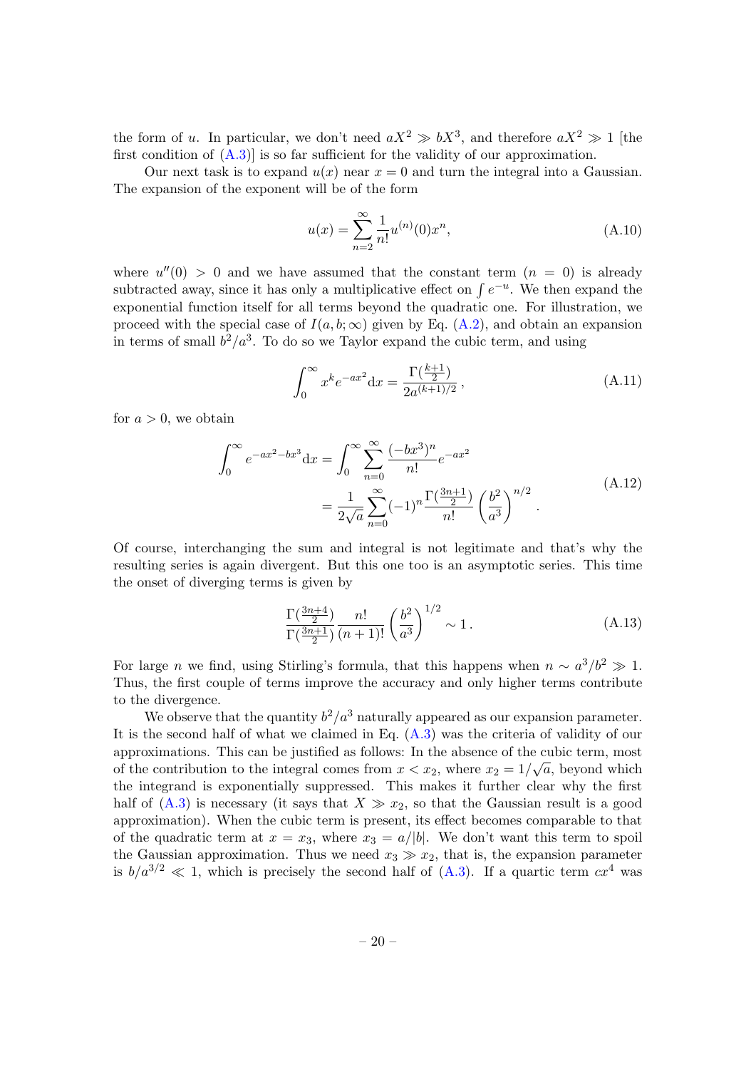the form of $u$. In particular, we don't need $aX^2 \gg bX^3$, and therefore $aX^2 \gg 1$ [the first condition of (A.3)] is so far sufficient for the validity of our approximation.

Our next task is to expand $u(x)$ near $x = 0$ and turn the integral into a Gaussian. The expansion of the exponent will be of the form

$$u(x) = \sum_{n=2}^{\infty} \frac{1}{n!} u^{(n)}(0) x^n, \tag{A.10}$$

where $u''(0) > 0$ and we have assumed that the constant term ($n = 0$) is already subtracted away, since it has only a multiplicative effect on $\int e^{-u}$. We then expand the exponential function itself for all terms beyond the quadratic one. For illustration, we proceed with the special case of $I(a, b; \infty)$ given by Eq. (A.2), and obtain an expansion in terms of small $b^2/a^3$. To do so we Taylor expand the cubic term, and using

$$\int_0^{\infty} x^k e^{-ax^2} \mathrm{d}x = \frac{\Gamma(\frac{k+1}{2})}{2a^{(k+1)/2}}\,, \tag{A.11}$$

for $a > 0$, we obtain

$$\begin{aligned} \int_0^{\infty} e^{-ax^2 - bx^3} \mathrm{d}x &= \int_0^{\infty} \sum_{n=0}^{\infty} \frac{(-bx^3)^n}{n!} e^{-ax^2} \\ &= \frac{1}{2\sqrt{a}} \sum_{n=0}^{\infty} (-1)^n \frac{\Gamma(\frac{3n+1}{2})}{n!} \left(\frac{b^2}{a^3}\right)^{n/2}. \end{aligned} \tag{A.12}$$

Of course, interchanging the sum and integral is not legitimate and that's why the resulting series is again divergent. But this one too is an asymptotic series. This time the onset of diverging terms is given by

$$\frac{\Gamma(\frac{3n+4}{2})}{\Gamma(\frac{3n+1}{2})} \frac{n!}{(n+1)!} \left(\frac{b^2}{a^3}\right)^{1/2} \sim 1\,. \tag{A.13}$$

For large $n$ we find, using Stirling's formula, that this happens when $n \sim a^3/b^2 \gg 1$. Thus, the first couple of terms improve the accuracy and only higher terms contribute to the divergence.

We observe that the quantity $b^2/a^3$ naturally appeared as our expansion parameter. It is the second half of what we claimed in Eq. (A.3) was the criteria of validity of our approximations. This can be justified as follows: In the absence of the cubic term, most of the contribution to the integral comes from $x < x_2$, where $x_2 = 1/\sqrt{a}$, beyond which the integrand is exponentially suppressed. This makes it further clear why the first half of (A.3) is necessary (it says that $X \gg x_2$, so that the Gaussian result is a good approximation). When the cubic term is present, its effect becomes comparable to that of the quadratic term at $x = x_3$, where $x_3 = a/|b|$. We don't want this term to spoil the Gaussian approximation. Thus we need $x_3 \gg x_2$, that is, the expansion parameter is $b/a^{3/2} \ll 1$, which is precisely the second half of (A.3). If a quartic term $cx^4$ was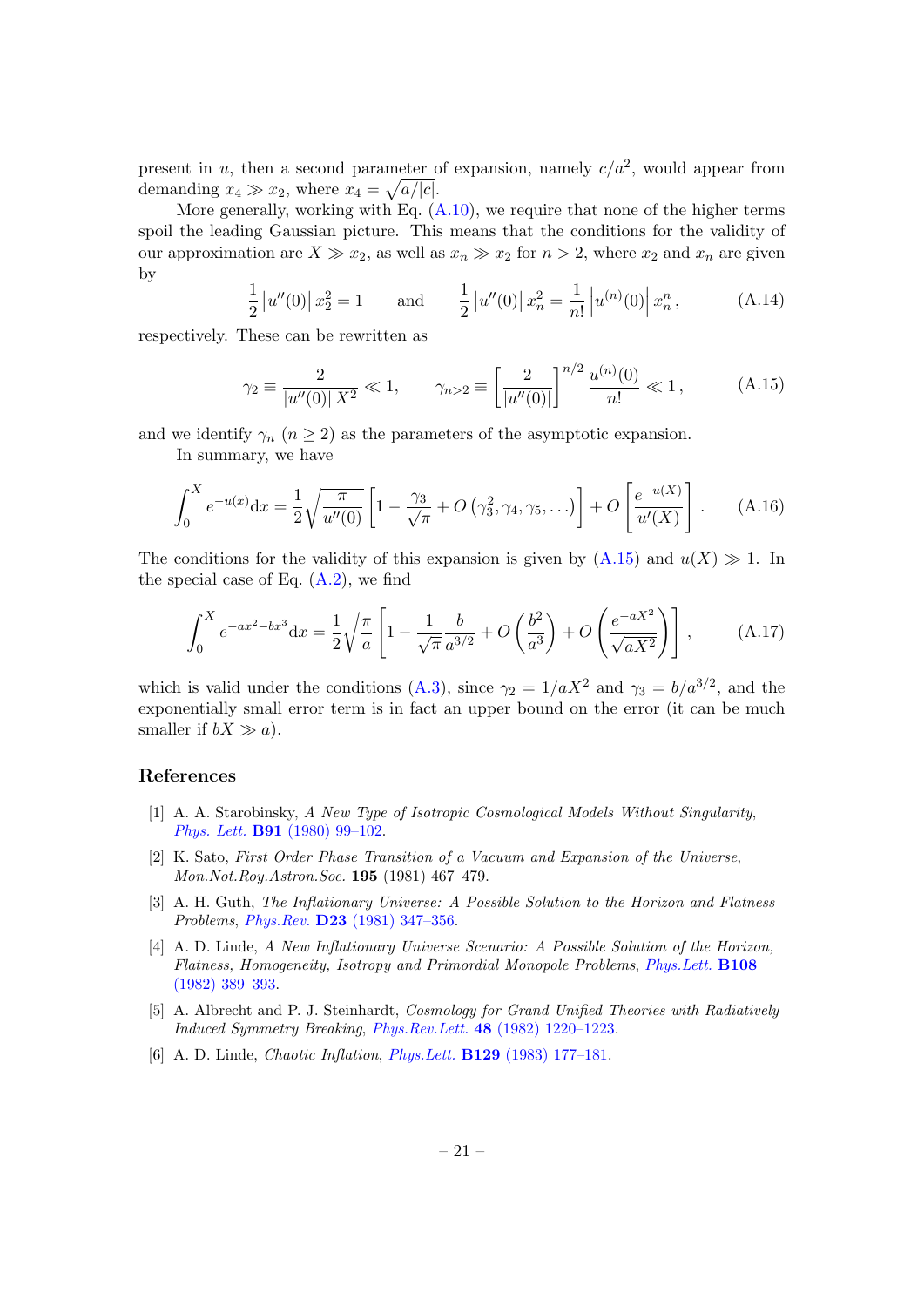present in $u$, then a second parameter of expansion, namely $c/a^2$, would appear from demanding $x_4 \gg x_2$, where $x_4 = \sqrt{a/|c|}$.

More generally, working with Eq. (A.10), we require that none of the higher terms spoil the leading Gaussian picture. This means that the conditions for the validity of our approximation are $X \gg x_2$, as well as $x_n \gg x_2$ for $n > 2$, where $x_2$ and $x_n$ are given by

$$\frac{1}{2}\left|u''(0)\right| x_2^2 = 1 \qquad \text{and} \qquad \frac{1}{2}\left|u''(0)\right| x_n^2 = \frac{1}{n!}\left|u^{(n)}(0)\right| x_n^n\,, \tag{A.14}$$

respectively. These can be rewritten as

$$\gamma_2 \equiv \frac{2}{|u''(0)|\,X^2} \ll 1, \qquad \gamma_{n>2} \equiv \left[\frac{2}{|u''(0)|}\right]^{n/2} \frac{u^{(n)}(0)}{n!} \ll 1\,, \tag{A.15}$$

and we identify $\gamma_n$ ($n \geq 2$) as the parameters of the asymptotic expansion.

In summary, we have

$$\int_0^X e^{-u(x)}\mathrm{d}x = \frac{1}{2}\sqrt{\frac{\pi}{u''(0)}}\left[1 - \frac{\gamma_3}{\sqrt{\pi}} + O\left(\gamma_3^2, \gamma_4, \gamma_5, \ldots\right)\right] + O\left[\frac{e^{-u(X)}}{u'(X)}\right]. \tag{A.16}$$

The conditions for the validity of this expansion is given by (A.15) and $u(X) \gg 1$. In the special case of Eq. (A.2), we find

$$\int_0^X e^{-ax^2 - bx^3}\mathrm{d}x = \frac{1}{2}\sqrt{\frac{\pi}{a}}\left[1 - \frac{1}{\sqrt{\pi}}\frac{b}{a^{3/2}} + O\left(\frac{b^2}{a^3}\right) + O\left(\frac{e^{-aX^2}}{\sqrt{a X^2}}\right)\right], \tag{A.17}$$

which is valid under the conditions (A.3), since $\gamma_2 = 1/aX^2$ and $\gamma_3 = b/a^{3/2}$, and the exponentially small error term is in fact an upper bound on the error (it can be much smaller if $bX \gg a$).

## References

[1] A. A. Starobinsky, *A New Type of Isotropic Cosmological Models Without Singularity*, *Phys. Lett.* **B91** (1980) 99–102.

[2] K. Sato, *First Order Phase Transition of a Vacuum and Expansion of the Universe*, *Mon.Not.Roy.Astron.Soc.* **195** (1981) 467–479.

[3] A. H. Guth, *The Inflationary Universe: A Possible Solution to the Horizon and Flatness Problems*, *Phys.Rev.* **D23** (1981) 347–356.

[4] A. D. Linde, *A New Inflationary Universe Scenario: A Possible Solution of the Horizon, Flatness, Homogeneity, Isotropy and Primordial Monopole Problems*, *Phys.Lett.* **B108** (1982) 389–393.

[5] A. Albrecht and P. J. Steinhardt, *Cosmology for Grand Unified Theories with Radiatively Induced Symmetry Breaking*, *Phys.Rev.Lett.* **48** (1982) 1220–1223.

[6] A. D. Linde, *Chaotic Inflation*, *Phys.Lett.* **B129** (1983) 177–181.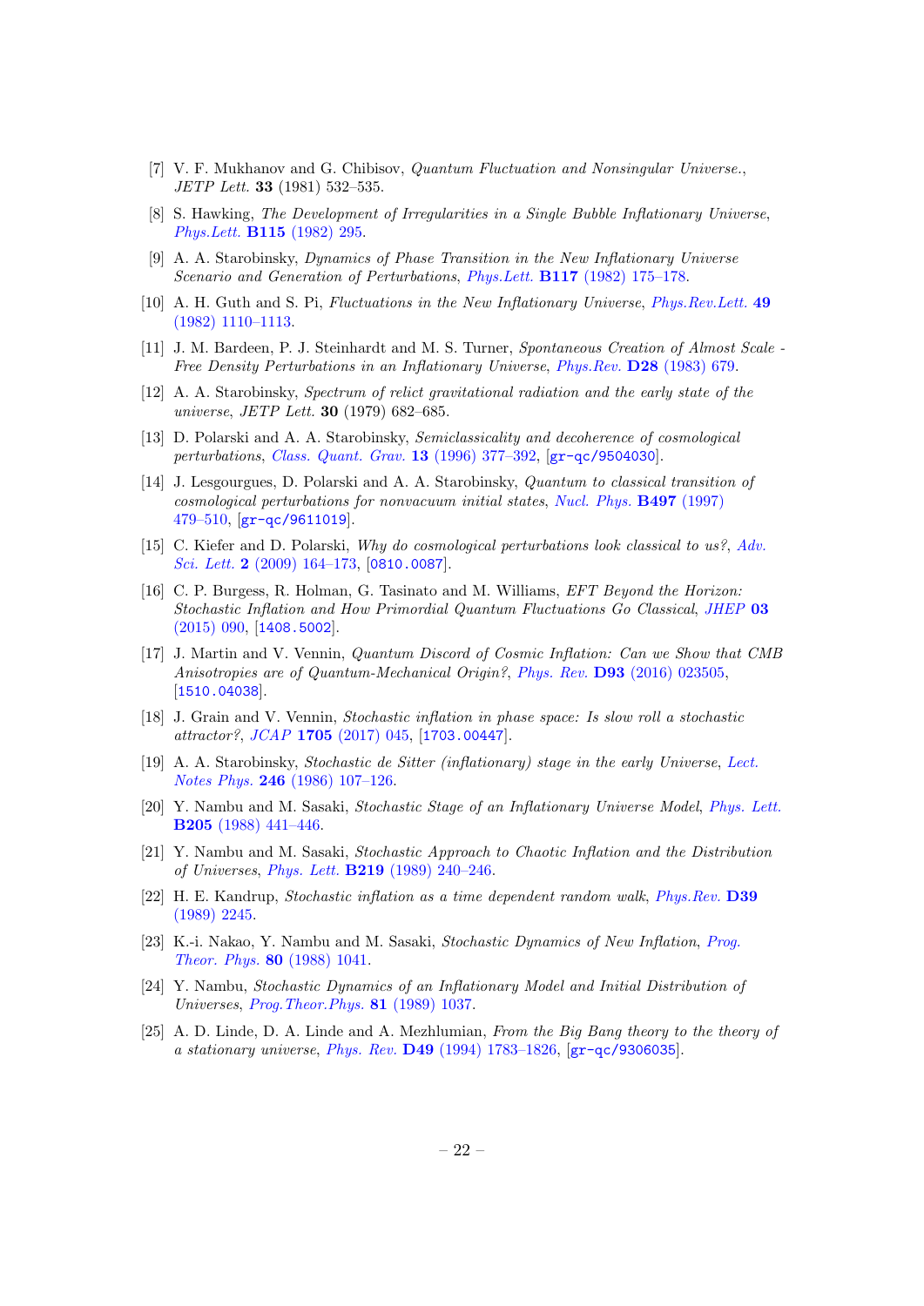[7] V. F. Mukhanov and G. Chibisov, *Quantum Fluctuation and Nonsingular Universe.*, *JETP Lett.* **33** (1981) 532–535.

[8] S. Hawking, *The Development of Irregularities in a Single Bubble Inflationary Universe*, *Phys.Lett.* **B115** (1982) 295.

[9] A. A. Starobinsky, *Dynamics of Phase Transition in the New Inflationary Universe Scenario and Generation of Perturbations*, *Phys.Lett.* **B117** (1982) 175–178.

[10] A. H. Guth and S. Pi, *Fluctuations in the New Inflationary Universe*, *Phys.Rev.Lett.* **49** (1982) 1110–1113.

[11] J. M. Bardeen, P. J. Steinhardt and M. S. Turner, *Spontaneous Creation of Almost Scale - Free Density Perturbations in an Inflationary Universe*, *Phys.Rev.* **D28** (1983) 679.

[12] A. A. Starobinsky, *Spectrum of relict gravitational radiation and the early state of the universe*, *JETP Lett.* **30** (1979) 682–685.

[13] D. Polarski and A. A. Starobinsky, *Semiclassicality and decoherence of cosmological perturbations*, *Class. Quant. Grav.* **13** (1996) 377–392, [gr-qc/9504030].

[14] J. Lesgourgues, D. Polarski and A. A. Starobinsky, *Quantum to classical transition of cosmological perturbations for nonvacuum initial states*, *Nucl. Phys.* **B497** (1997) 479–510, [gr-qc/9611019].

[15] C. Kiefer and D. Polarski, *Why do cosmological perturbations look classical to us?*, *Adv. Sci. Lett.* **2** (2009) 164–173, [0810.0087].

[16] C. P. Burgess, R. Holman, G. Tasinato and M. Williams, *EFT Beyond the Horizon: Stochastic Inflation and How Primordial Quantum Fluctuations Go Classical*, *JHEP* **03** (2015) 090, [1408.5002].

[17] J. Martin and V. Vennin, *Quantum Discord of Cosmic Inflation: Can we Show that CMB Anisotropies are of Quantum-Mechanical Origin?*, *Phys. Rev.* **D93** (2016) 023505, [1510.04038].

[18] J. Grain and V. Vennin, *Stochastic inflation in phase space: Is slow roll a stochastic attractor?*, *JCAP* **1705** (2017) 045, [1703.00447].

[19] A. A. Starobinsky, *Stochastic de Sitter (inflationary) stage in the early Universe*, *Lect. Notes Phys.* **246** (1986) 107–126.

[20] Y. Nambu and M. Sasaki, *Stochastic Stage of an Inflationary Universe Model*, *Phys. Lett.* **B205** (1988) 441–446.

[21] Y. Nambu and M. Sasaki, *Stochastic Approach to Chaotic Inflation and the Distribution of Universes*, *Phys. Lett.* **B219** (1989) 240–246.

[22] H. E. Kandrup, *Stochastic inflation as a time dependent random walk*, *Phys.Rev.* **D39** (1989) 2245.

[23] K.-i. Nakao, Y. Nambu and M. Sasaki, *Stochastic Dynamics of New Inflation*, *Prog. Theor. Phys.* **80** (1988) 1041.

[24] Y. Nambu, *Stochastic Dynamics of an Inflationary Model and Initial Distribution of Universes*, *Prog.Theor.Phys.* **81** (1989) 1037.

[25] A. D. Linde, D. A. Linde and A. Mezhlumian, *From the Big Bang theory to the theory of a stationary universe*, *Phys. Rev.* **D49** (1994) 1783–1826, [gr-qc/9306035].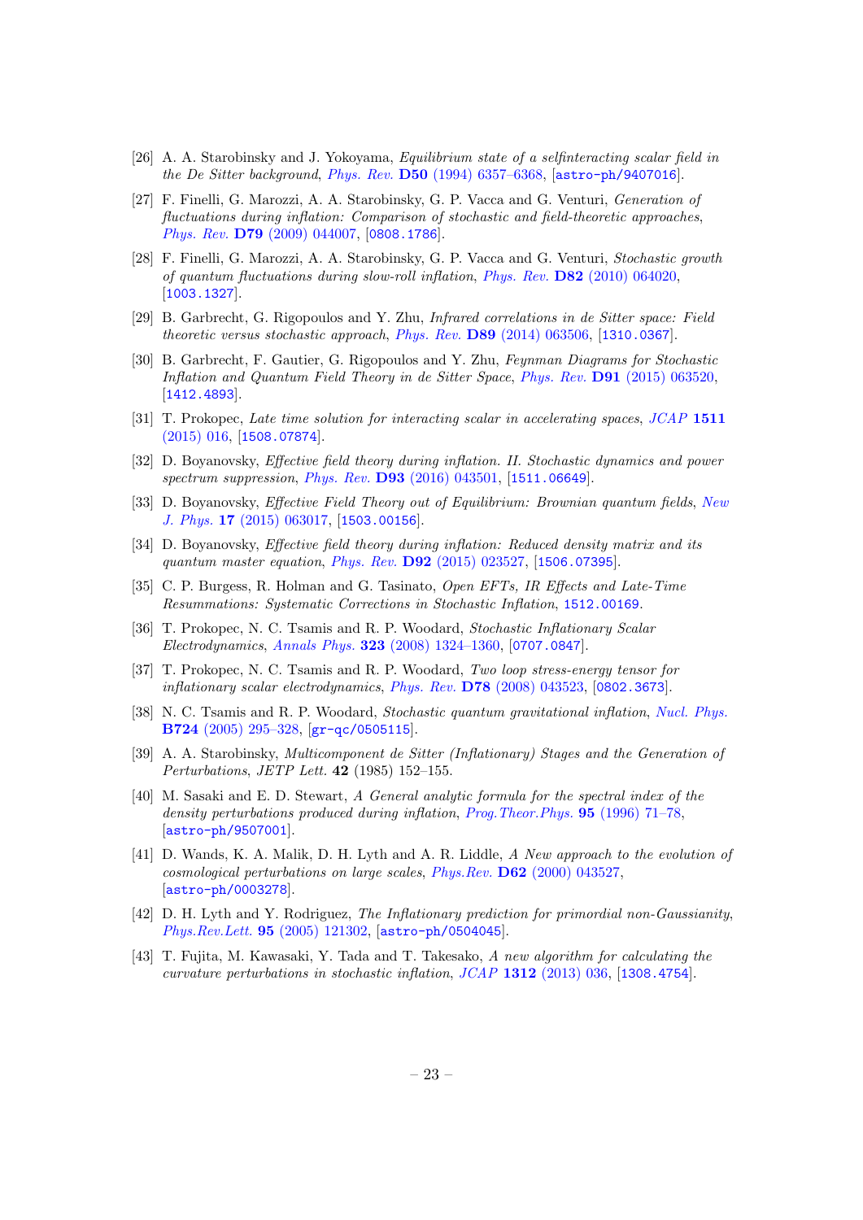[26] A. A. Starobinsky and J. Yokoyama, *Equilibrium state of a selfinteracting scalar field in the De Sitter background*, *Phys. Rev.* **D50** (1994) 6357–6368, [astro-ph/9407016].

[27] F. Finelli, G. Marozzi, A. A. Starobinsky, G. P. Vacca and G. Venturi, *Generation of fluctuations during inflation: Comparison of stochastic and field-theoretic approaches*, *Phys. Rev.* **D79** (2009) 044007, [0808.1786].

[28] F. Finelli, G. Marozzi, A. A. Starobinsky, G. P. Vacca and G. Venturi, *Stochastic growth of quantum fluctuations during slow-roll inflation*, *Phys. Rev.* **D82** (2010) 064020, [1003.1327].

[29] B. Garbrecht, G. Rigopoulos and Y. Zhu, *Infrared correlations in de Sitter space: Field theoretic versus stochastic approach*, *Phys. Rev.* **D89** (2014) 063506, [1310.0367].

[30] B. Garbrecht, F. Gautier, G. Rigopoulos and Y. Zhu, *Feynman Diagrams for Stochastic Inflation and Quantum Field Theory in de Sitter Space*, *Phys. Rev.* **D91** (2015) 063520, [1412.4893].

[31] T. Prokopec, *Late time solution for interacting scalar in accelerating spaces*, *JCAP* **1511** (2015) 016, [1508.07874].

[32] D. Boyanovsky, *Effective field theory during inflation. II. Stochastic dynamics and power spectrum suppression*, *Phys. Rev.* **D93** (2016) 043501, [1511.06649].

[33] D. Boyanovsky, *Effective Field Theory out of Equilibrium: Brownian quantum fields*, *New J. Phys.* **17** (2015) 063017, [1503.00156].

[34] D. Boyanovsky, *Effective field theory during inflation: Reduced density matrix and its quantum master equation*, *Phys. Rev.* **D92** (2015) 023527, [1506.07395].

[35] C. P. Burgess, R. Holman and G. Tasinato, *Open EFTs, IR Effects and Late-Time Resummations: Systematic Corrections in Stochastic Inflation*, 1512.00169.

[36] T. Prokopec, N. C. Tsamis and R. P. Woodard, *Stochastic Inflationary Scalar Electrodynamics*, *Annals Phys.* **323** (2008) 1324–1360, [0707.0847].

[37] T. Prokopec, N. C. Tsamis and R. P. Woodard, *Two loop stress-energy tensor for inflationary scalar electrodynamics*, *Phys. Rev.* **D78** (2008) 043523, [0802.3673].

[38] N. C. Tsamis and R. P. Woodard, *Stochastic quantum gravitational inflation*, *Nucl. Phys.* **B724** (2005) 295–328, [gr-qc/0505115].

[39] A. A. Starobinsky, *Multicomponent de Sitter (Inflationary) Stages and the Generation of Perturbations*, *JETP Lett.* **42** (1985) 152–155.

[40] M. Sasaki and E. D. Stewart, *A General analytic formula for the spectral index of the density perturbations produced during inflation*, *Prog.Theor.Phys.* **95** (1996) 71–78, [astro-ph/9507001].

[41] D. Wands, K. A. Malik, D. H. Lyth and A. R. Liddle, *A New approach to the evolution of cosmological perturbations on large scales*, *Phys.Rev.* **D62** (2000) 043527, [astro-ph/0003278].

[42] D. H. Lyth and Y. Rodriguez, *The Inflationary prediction for primordial non-Gaussianity*, *Phys.Rev.Lett.* **95** (2005) 121302, [astro-ph/0504045].

[43] T. Fujita, M. Kawasaki, Y. Tada and T. Takesako, *A new algorithm for calculating the curvature perturbations in stochastic inflation*, *JCAP* **1312** (2013) 036, [1308.4754].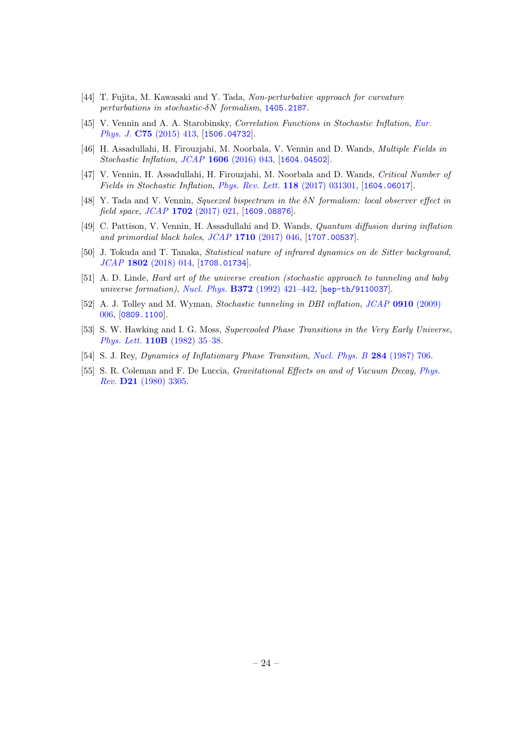[44] T. Fujita, M. Kawasaki and Y. Tada, *Non-perturbative approach for curvature perturbations in stochastic-$\delta N$ formalism*, 1405.2187.

[45] V. Vennin and A. A. Starobinsky, *Correlation Functions in Stochastic Inflation*, Eur. Phys. J. **C75** (2015) 413, [1506.04732].

[46] H. Assadullahi, H. Firouzjahi, M. Noorbala, V. Vennin and D. Wands, *Multiple Fields in Stochastic Inflation*, JCAP **1606** (2016) 043, [1604.04502].

[47] V. Vennin, H. Assadullahi, H. Firouzjahi, M. Noorbala and D. Wands, *Critical Number of Fields in Stochastic Inflation*, Phys. Rev. Lett. **118** (2017) 031301, [1604.06017].

[48] Y. Tada and V. Vennin, *Squeezed bispectrum in the $\delta N$ formalism: local observer effect in field space*, JCAP **1702** (2017) 021, [1609.08876].

[49] C. Pattison, V. Vennin, H. Assadullahi and D. Wands, *Quantum diffusion during inflation and primordial black holes*, JCAP **1710** (2017) 046, [1707.00537].

[50] J. Tokuda and T. Tanaka, *Statistical nature of infrared dynamics on de Sitter background*, JCAP **1802** (2018) 014, [1708.01734].

[51] A. D. Linde, *Hard art of the universe creation (stochastic approach to tunneling and baby universe formation)*, Nucl. Phys. **B372** (1992) 421–442, [hep-th/9110037].

[52] A. J. Tolley and M. Wyman, *Stochastic tunneling in DBI inflation*, JCAP **0910** (2009) 006, [0809.1100].

[53] S. W. Hawking and I. G. Moss, *Supercooled Phase Transitions in the Very Early Universe*, Phys. Lett. **110B** (1982) 35–38.

[54] S. J. Rey, *Dynamics of Inflationary Phase Transition*, Nucl. Phys. B **284** (1987) 706.

[55] S. R. Coleman and F. De Luccia, *Gravitational Effects on and of Vacuum Decay*, Phys. Rev. **D21** (1980) 3305.